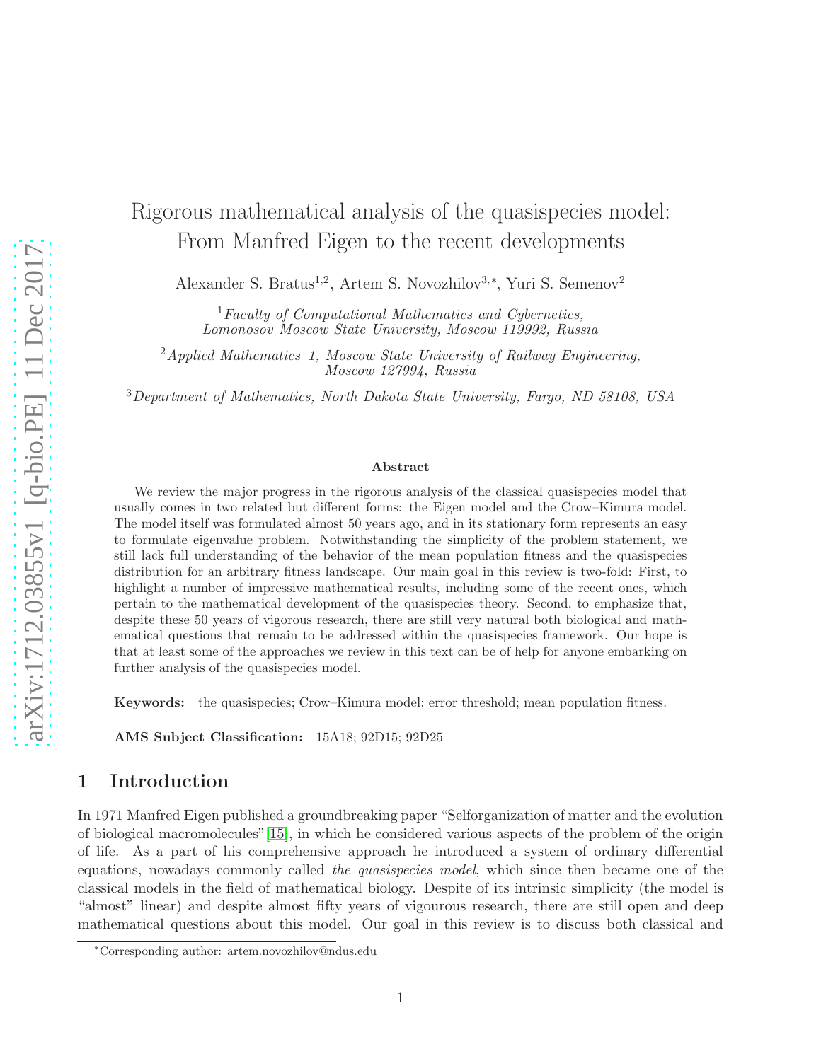# Rigorous mathematical analysis of the quasispecies model: From Manfred Eigen to the recent developments

Alexander S. Bratus[1,2], Artem S. Novozhilov[3,*], Yuri S. Semenov[2]

[1] *Faculty of Computational Mathematics and Cybernetics, Lomonosov Moscow State University, Moscow 119992, Russia*

[2] *Applied Mathematics–1, Moscow State University of Railway Engineering, Moscow 127994, Russia*

[3] *Department of Mathematics, North Dakota State University, Fargo, ND 58108, USA*

### Abstract

We review the major progress in the rigorous analysis of the classical quasispecies model that usually comes in two related but different forms: the Eigen model and the Crow–Kimura model. The model itself was formulated almost 50 years ago, and in its stationary form represents an easy to formulate eigenvalue problem. Notwithstanding the simplicity of the problem statement, we still lack full understanding of the behavior of the mean population fitness and the quasispecies distribution for an arbitrary fitness landscape. Our main goal in this review is two-fold: First, to highlight a number of impressive mathematical results, including some of the recent ones, which pertain to the mathematical development of the quasispecies theory. Second, to emphasize that, despite these 50 years of vigorous research, there are still very natural both biological and mathematical questions that remain to be addressed within the quasispecies framework. Our hope is that at least some of the approaches we review in this text can be of help for anyone embarking on further analysis of the quasispecies model.

**Keywords:** the quasispecies; Crow–Kimura model; error threshold; mean population fitness.

**AMS Subject Classification:** 15A18; 92D15; 92D25

## 1 Introduction

In 1971 Manfred Eigen published a groundbreaking paper "Selforganization of matter and the evolution of biological macromolecules"[15], in which he considered various aspects of the problem of the origin of life. As a part of his comprehensive approach he introduced a system of ordinary differential equations, nowadays commonly called *the quasispecies model*, which since then became one of the classical models in the field of mathematical biology. Despite of its intrinsic simplicity (the model is "almost" linear) and despite almost fifty years of vigourous research, there are still open and deep mathematical questions about this model. Our goal in this review is to discuss both classical and

*Corresponding author: artem.novozhilov@ndus.edu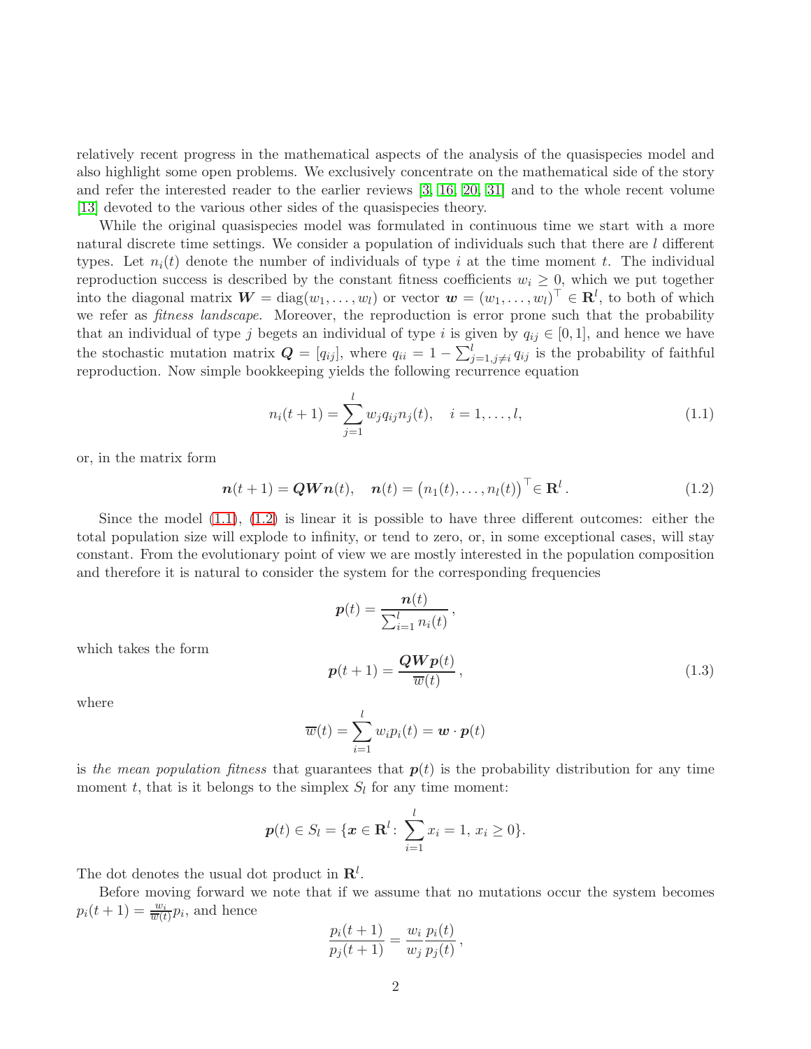relatively recent progress in the mathematical aspects of the analysis of the quasispecies model and also highlight some open problems. We exclusively concentrate on the mathematical side of the story and refer the interested reader to the earlier reviews [3, 16, 20, 31] and to the whole recent volume [13] devoted to the various other sides of the quasispecies theory.

While the original quasispecies model was formulated in continuous time we start with a more natural discrete time settings. We consider a population of individuals such that there are $l$ different types. Let $n_i(t)$ denote the number of individuals of type $i$ at the time moment $t$. The individual reproduction success is described by the constant fitness coefficients $w_i \geq 0$, which we put together into the diagonal matrix $\boldsymbol{W} = \operatorname{diag}(w_1, \ldots, w_l)$ or vector $\boldsymbol{w} = (w_1, \ldots, w_l)^\top \in \mathbf{R}^l$, to both of which we refer as *fitness landscape.* Moreover, the reproduction is error prone such that the probability that an individual of type $j$ begets an individual of type $i$ is given by $q_{ij} \in [0, 1]$, and hence we have the stochastic mutation matrix $\boldsymbol{Q} = [q_{ij}]$, where $q_{ii} = 1 - \sum_{j=1, j\neq i}^{l} q_{ij}$ is the probability of faithful reproduction. Now simple bookkeeping yields the following recurrence equation

$$n_i(t+1) = \sum_{j=1}^{l} w_j q_{ij} n_j(t), \quad i = 1, \ldots, l, \tag{1.1}$$

or, in the matrix form

$$\boldsymbol{n}(t+1) = \boldsymbol{Q}\boldsymbol{W}\boldsymbol{n}(t), \quad \boldsymbol{n}(t) = \big(n_1(t), \ldots, n_l(t)\big)^\top \in \mathbf{R}^l\,. \tag{1.2}$$

Since the model (1.1), (1.2) is linear it is possible to have three different outcomes: either the total population size will explode to infinity, or tend to zero, or, in some exceptional cases, will stay constant. From the evolutionary point of view we are mostly interested in the population composition and therefore it is natural to consider the system for the corresponding frequencies

$$\boldsymbol{p}(t) = \frac{\boldsymbol{n}(t)}{\sum_{i=1}^{l} n_i(t)}\,,$$

which takes the form

$$\boldsymbol{p}(t+1) = \frac{\boldsymbol{Q}\boldsymbol{W}\boldsymbol{p}(t)}{\overline{w}(t)}\,, \tag{1.3}$$

where

$$\overline{w}(t) = \sum_{i=1}^{l} w_i p_i(t) = \boldsymbol{w} \cdot \boldsymbol{p}(t)$$

is *the mean population fitness* that guarantees that $\boldsymbol{p}(t)$ is the probability distribution for any time moment $t$, that is it belongs to the simplex $S_l$ for any time moment:

$$\boldsymbol{p}(t) \in S_l = \{\boldsymbol{x} \in \mathbf{R}^l \colon \sum_{i=1}^{l} x_i = 1,\, x_i \geq 0\}.$$

The dot denotes the usual dot product in $\mathbf{R}^l$.

Before moving forward we note that if we assume that no mutations occur the system becomes $p_i(t+1) = \frac{w_i}{\overline{w}(t)} p_i$, and hence

$$\frac{p_i(t+1)}{p_j(t+1)} = \frac{w_i}{w_j}\frac{p_i(t)}{p_j(t)}\,,$$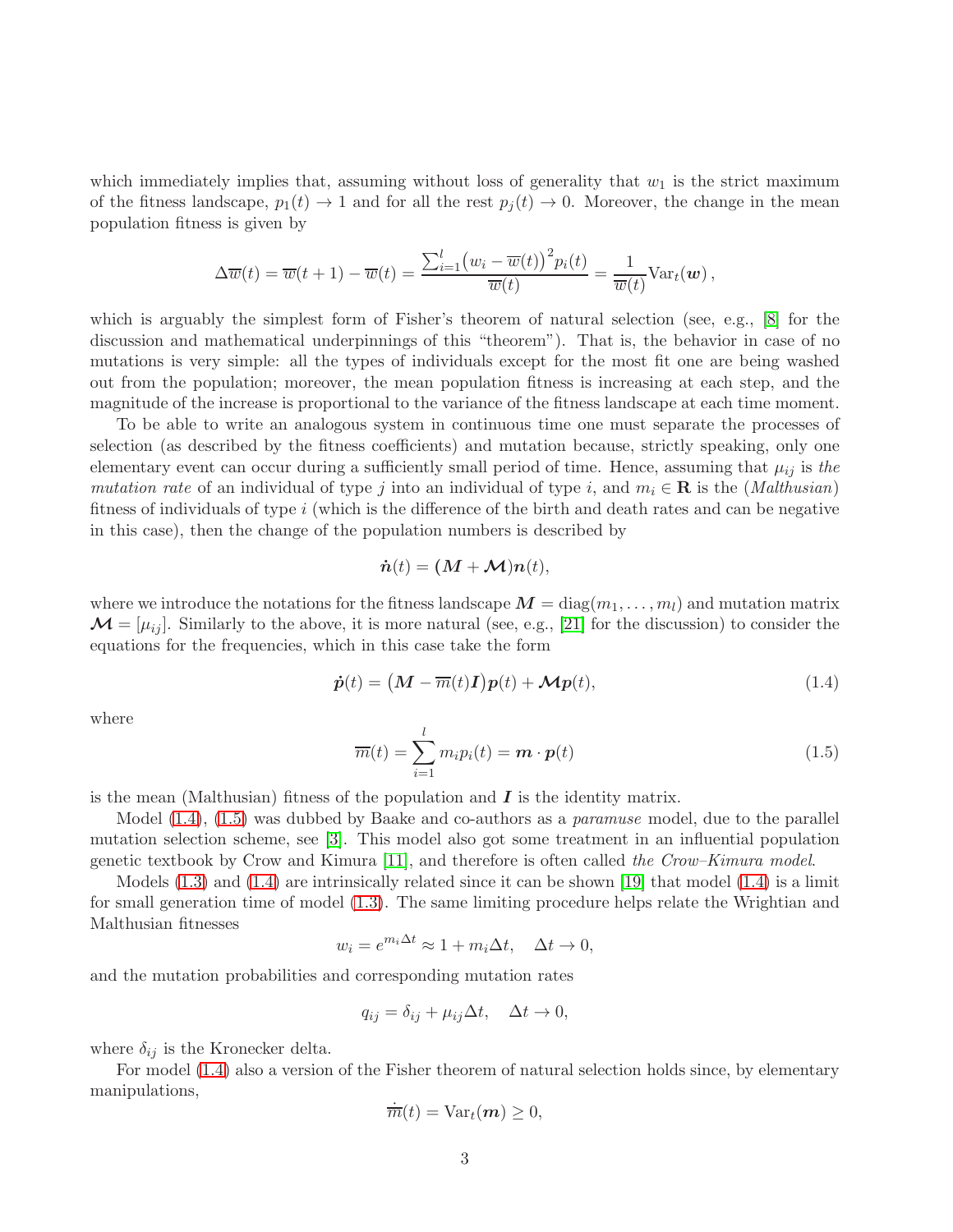which immediately implies that, assuming without loss of generality that $w_1$ is the strict maximum of the fitness landscape, $p_1(t) \to 1$ and for all the rest $p_j(t) \to 0$. Moreover, the change in the mean population fitness is given by

$$\Delta \overline{w}(t) = \overline{w}(t+1) - \overline{w}(t) = \frac{\sum_{i=1}^{l} \big(w_i - \overline{w}(t)\big)^2 p_i(t)}{\overline{w}(t)} = \frac{1}{\overline{w}(t)} \mathrm{Var}_t(\boldsymbol{w}),$$

which is arguably the simplest form of Fisher's theorem of natural selection (see, e.g., [8] for the discussion and mathematical underpinnings of this "theorem"). That is, the behavior in case of no mutations is very simple: all the types of individuals except for the most fit one are being washed out from the population; moreover, the mean population fitness is increasing at each step, and the magnitude of the increase is proportional to the variance of the fitness landscape at each time moment.

To be able to write an analogous system in continuous time one must separate the processes of selection (as described by the fitness coefficients) and mutation because, strictly speaking, only one elementary event can occur during a sufficiently small period of time. Hence, assuming that $\mu_{ij}$ is *the mutation rate* of an individual of type $j$ into an individual of type $i$, and $m_i \in \mathbf{R}$ is the (*Malthusian*) fitness of individuals of type $i$ (which is the difference of the birth and death rates and can be negative in this case), then the change of the population numbers is described by

$$\dot{\boldsymbol{n}}(t) = (\boldsymbol{M} + \boldsymbol{\mathcal{M}})\boldsymbol{n}(t),$$

where we introduce the notations for the fitness landscape $\boldsymbol{M} = \mathrm{diag}(m_1, \ldots, m_l)$ and mutation matrix $\boldsymbol{\mathcal{M}} = [\mu_{ij}]$. Similarly to the above, it is more natural (see, e.g., [21] for the discussion) to consider the equations for the frequencies, which in this case take the form

$$\dot{\boldsymbol{p}}(t) = \big(\boldsymbol{M} - \overline{m}(t)\boldsymbol{I}\big)\boldsymbol{p}(t) + \boldsymbol{\mathcal{M}}\boldsymbol{p}(t), \tag{1.4}$$

where

$$\overline{m}(t) = \sum_{i=1}^{l} m_i p_i(t) = \boldsymbol{m} \cdot \boldsymbol{p}(t) \tag{1.5}$$

is the mean (Malthusian) fitness of the population and $\boldsymbol{I}$ is the identity matrix.

Model (1.4), (1.5) was dubbed by Baake and co-authors as a *paramuse* model, due to the parallel mutation selection scheme, see [3]. This model also got some treatment in an influential population genetic textbook by Crow and Kimura [11], and therefore is often called *the Crow–Kimura model*.

Models (1.3) and (1.4) are intrinsically related since it can be shown [19] that model (1.4) is a limit for small generation time of model (1.3). The same limiting procedure helps relate the Wrightian and Malthusian fitnesses

$$w_i = e^{m_i \Delta t} \approx 1 + m_i \Delta t, \quad \Delta t \to 0,$$

and the mutation probabilities and corresponding mutation rates

$$q_{ij} = \delta_{ij} + \mu_{ij}\Delta t, \quad \Delta t \to 0,$$

where $\delta_{ij}$ is the Kronecker delta.

For model (1.4) also a version of the Fisher theorem of natural selection holds since, by elementary manipulations,

$$\dot{\overline{m}}(t) = \mathrm{Var}_t(\boldsymbol{m}) \geq 0,$$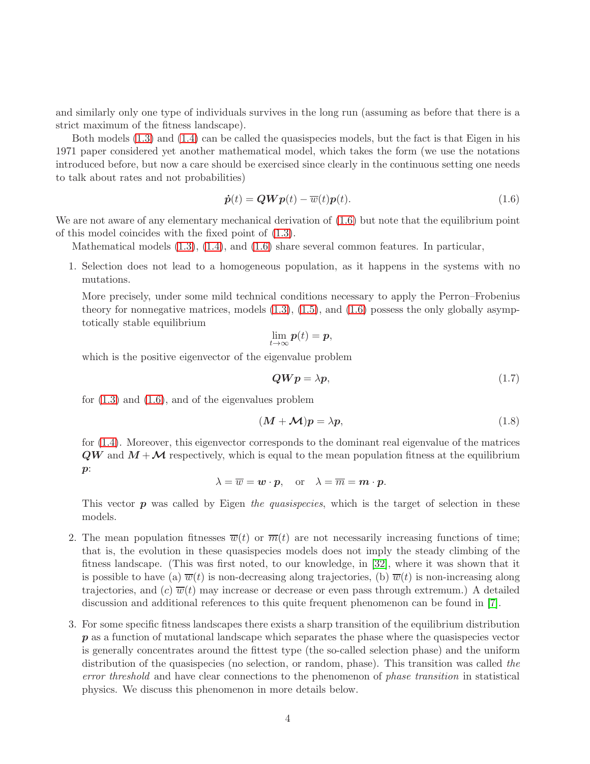and similarly only one type of individuals survives in the long run (assuming as before that there is a strict maximum of the fitness landscape).

Both models (1.3) and (1.4) can be called the quasispecies models, but the fact is that Eigen in his 1971 paper considered yet another mathematical model, which takes the form (we use the notations introduced before, but now a care should be exercised since clearly in the continuous setting one needs to talk about rates and not probabilities)

$$\dot{\boldsymbol{p}}(t) = \boldsymbol{Q}\boldsymbol{W}\boldsymbol{p}(t) - \overline{w}(t)\boldsymbol{p}(t). \tag{1.6}$$

We are not aware of any elementary mechanical derivation of (1.6) but note that the equilibrium point of this model coincides with the fixed point of (1.3).

Mathematical models (1.3), (1.4), and (1.6) share several common features. In particular,

1. Selection does not lead to a homogeneous population, as it happens in the systems with no mutations.

   More precisely, under some mild technical conditions necessary to apply the Perron–Frobenius theory for nonnegative matrices, models (1.3), (1.5), and (1.6) possess the only globally asymptotically stable equilibrium
   $$\lim_{t\to\infty} \boldsymbol{p}(t) = \boldsymbol{p},$$
   which is the positive eigenvector of the eigenvalue problem
   $$\boldsymbol{Q}\boldsymbol{W}\boldsymbol{p} = \lambda \boldsymbol{p}, \tag{1.7}$$
   for (1.3) and (1.6), and of the eigenvalues problem
   $$(\boldsymbol{M} + \boldsymbol{\mathcal{M}})\boldsymbol{p} = \lambda \boldsymbol{p}, \tag{1.8}$$
   for (1.4). Moreover, this eigenvector corresponds to the dominant real eigenvalue of the matrices $\boldsymbol{Q}\boldsymbol{W}$ and $\boldsymbol{M} + \boldsymbol{\mathcal{M}}$ respectively, which is equal to the mean population fitness at the equilibrium $\boldsymbol{p}$:
   $$\lambda = \overline{w} = \boldsymbol{w} \cdot \boldsymbol{p}, \quad \text{or} \quad \lambda = \overline{m} = \boldsymbol{m} \cdot \boldsymbol{p}.$$
   This vector $\boldsymbol{p}$ was called by Eigen *the quasispecies*, which is the target of selection in these models.

2. The mean population fitnesses $\overline{w}(t)$ or $\overline{m}(t)$ are not necessarily increasing functions of time; that is, the evolution in these quasispecies models does not imply the steady climbing of the fitness landscape. (This was first noted, to our knowledge, in [32], where it was shown that it is possible to have (a) $\overline{w}(t)$ is non-decreasing along trajectories, (b) $\overline{w}(t)$ is non-increasing along trajectories, and (c) $\overline{w}(t)$ may increase or decrease or even pass through extremum.) A detailed discussion and additional references to this quite frequent phenomenon can be found in [7].

3. For some specific fitness landscapes there exists a sharp transition of the equilibrium distribution $\boldsymbol{p}$ as a function of mutational landscape which separates the phase where the quasispecies vector is generally concentrates around the fittest type (the so-called selection phase) and the uniform distribution of the quasispecies (no selection, or random, phase). This transition was called *the error threshold* and have clear connections to the phenomenon of *phase transition* in statistical physics. We discuss this phenomenon in more details below.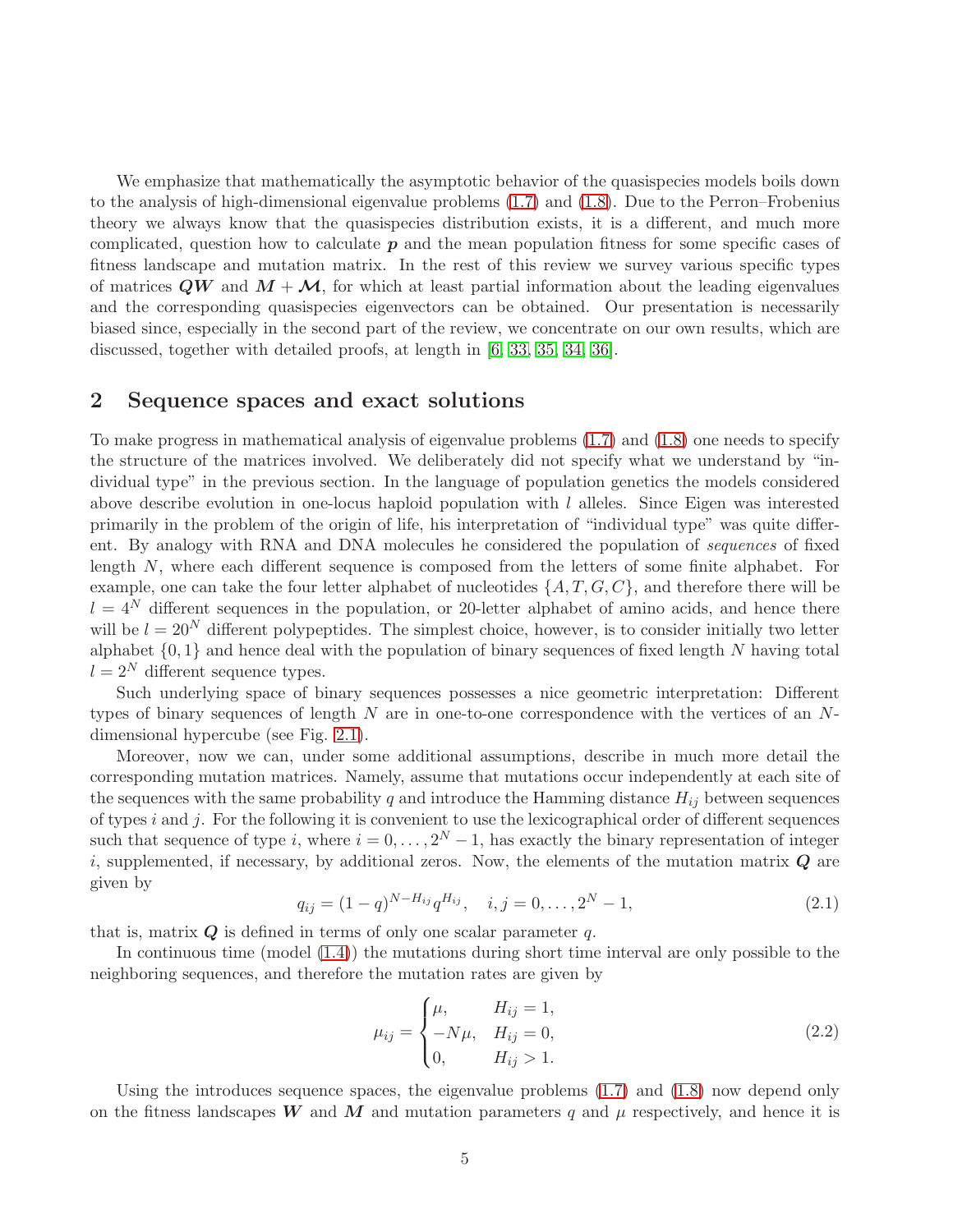We emphasize that mathematically the asymptotic behavior of the quasispecies models boils down to the analysis of high-dimensional eigenvalue problems (1.7) and (1.8). Due to the Perron–Frobenius theory we always know that the quasispecies distribution exists, it is a different, and much more complicated, question how to calculate $\boldsymbol{p}$ and the mean population fitness for some specific cases of fitness landscape and mutation matrix. In the rest of this review we survey various specific types of matrices $\boldsymbol{QW}$ and $\boldsymbol{M}+\boldsymbol{\mathcal{M}}$, for which at least partial information about the leading eigenvalues and the corresponding quasispecies eigenvectors can be obtained. Our presentation is necessarily biased since, especially in the second part of the review, we concentrate on our own results, which are discussed, together with detailed proofs, at length in [6, 33, 35, 34, 36].

## 2 Sequence spaces and exact solutions

To make progress in mathematical analysis of eigenvalue problems (1.7) and (1.8) one needs to specify the structure of the matrices involved. We deliberately did not specify what we understand by "individual type" in the previous section. In the language of population genetics the models considered above describe evolution in one-locus haploid population with $l$ alleles. Since Eigen was interested primarily in the problem of the origin of life, his interpretation of "individual type" was quite different. By analogy with RNA and DNA molecules he considered the population of *sequences* of fixed length $N$, where each different sequence is composed from the letters of some finite alphabet. For example, one can take the four letter alphabet of nucleotides $\{A,T,G,C\}$, and therefore there will be $l=4^N$ different sequences in the population, or 20-letter alphabet of amino acids, and hence there will be $l=20^N$ different polypeptides. The simplest choice, however, is to consider initially two letter alphabet $\{0,1\}$ and hence deal with the population of binary sequences of fixed length $N$ having total $l=2^N$ different sequence types.

Such underlying space of binary sequences possesses a nice geometric interpretation: Different types of binary sequences of length $N$ are in one-to-one correspondence with the vertices of an $N$-dimensional hypercube (see Fig. 2.1).

Moreover, now we can, under some additional assumptions, describe in much more detail the corresponding mutation matrices. Namely, assume that mutations occur independently at each site of the sequences with the same probability $q$ and introduce the Hamming distance $H_{ij}$ between sequences of types $i$ and $j$. For the following it is convenient to use the lexicographical order of different sequences such that sequence of type $i$, where $i=0,\ldots,2^N-1$, has exactly the binary representation of integer $i$, supplemented, if necessary, by additional zeros. Now, the elements of the mutation matrix $\boldsymbol{Q}$ are given by

$$q_{ij}=(1-q)^{N-H_{ij}}q^{H_{ij}},\quad i,j=0,\ldots,2^N-1, \tag{2.1}$$

that is, matrix $\boldsymbol{Q}$ is defined in terms of only one scalar parameter $q$.

In continuous time (model (1.4)) the mutations during short time interval are only possible to the neighboring sequences, and therefore the mutation rates are given by

$$\mu_{ij}=\begin{cases}\mu, & H_{ij}=1,\\ -N\mu, & H_{ij}=0,\\ 0, & H_{ij}>1.\end{cases} \tag{2.2}$$

Using the introduces sequence spaces, the eigenvalue problems (1.7) and (1.8) now depend only on the fitness landscapes $\boldsymbol{W}$ and $\boldsymbol{M}$ and mutation parameters $q$ and $\mu$ respectively, and hence it is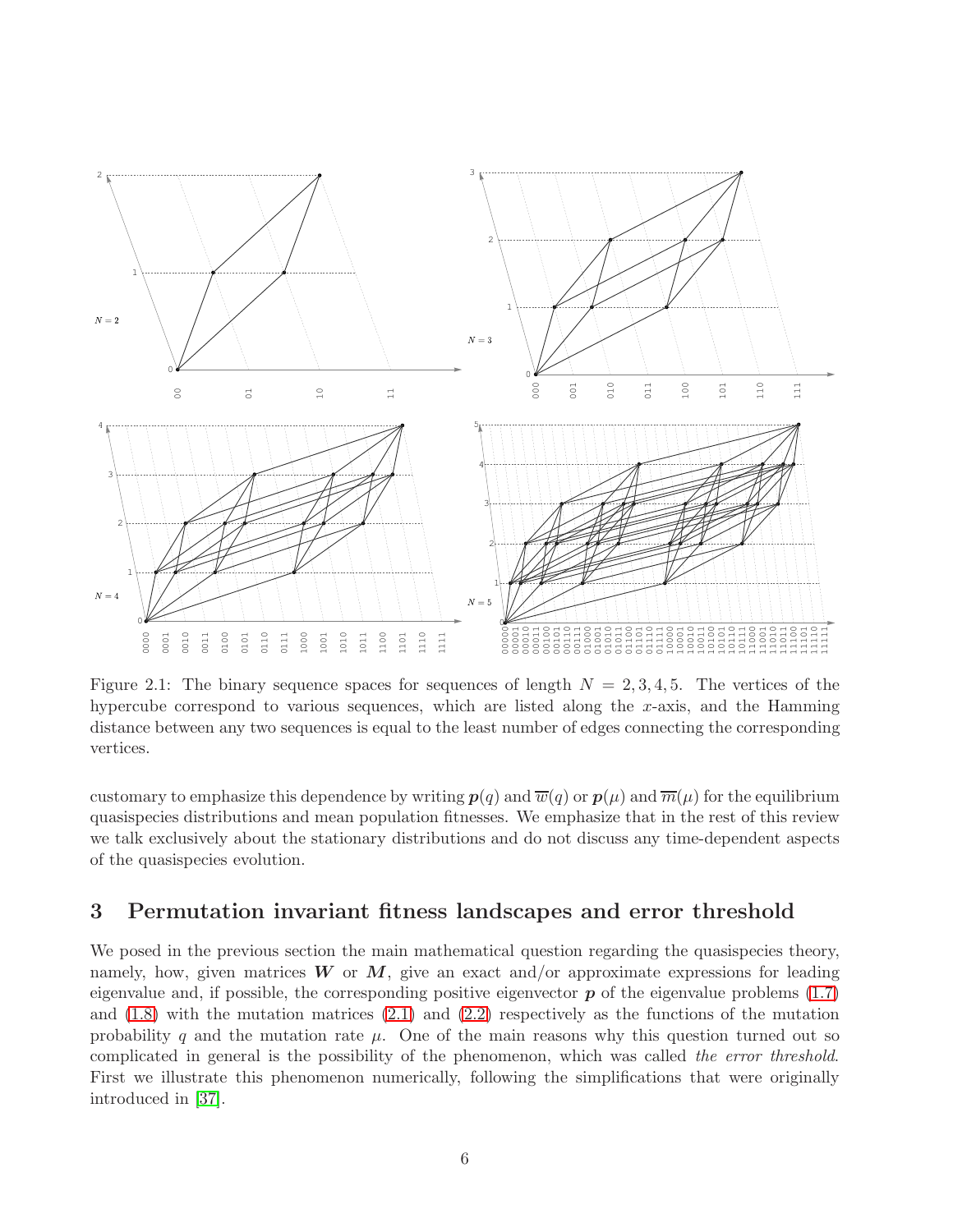Figure 2.1: The binary sequence spaces for sequences of length $N = 2, 3, 4, 5$. The vertices of the hypercube correspond to various sequences, which are listed along the $x$-axis, and the Hamming distance between any two sequences is equal to the least number of edges connecting the corresponding vertices.

customary to emphasize this dependence by writing $\boldsymbol{p}(q)$ and $\overline{w}(q)$ or $\boldsymbol{p}(\mu)$ and $\overline{m}(\mu)$ for the equilibrium quasispecies distributions and mean population fitnesses. We emphasize that in the rest of this review we talk exclusively about the stationary distributions and do not discuss any time-dependent aspects of the quasispecies evolution.

# 3 Permutation invariant fitness landscapes and error threshold

We posed in the previous section the main mathematical question regarding the quasispecies theory, namely, how, given matrices $\boldsymbol{W}$ or $\boldsymbol{M}$, give an exact and/or approximate expressions for leading eigenvalue and, if possible, the corresponding positive eigenvector $\boldsymbol{p}$ of the eigenvalue problems (1.7) and (1.8) with the mutation matrices (2.1) and (2.2) respectively as the functions of the mutation probability $q$ and the mutation rate $\mu$. One of the main reasons why this question turned out so complicated in general is the possibility of the phenomenon, which was called *the error threshold*. First we illustrate this phenomenon numerically, following the simplifications that were originally introduced in [37].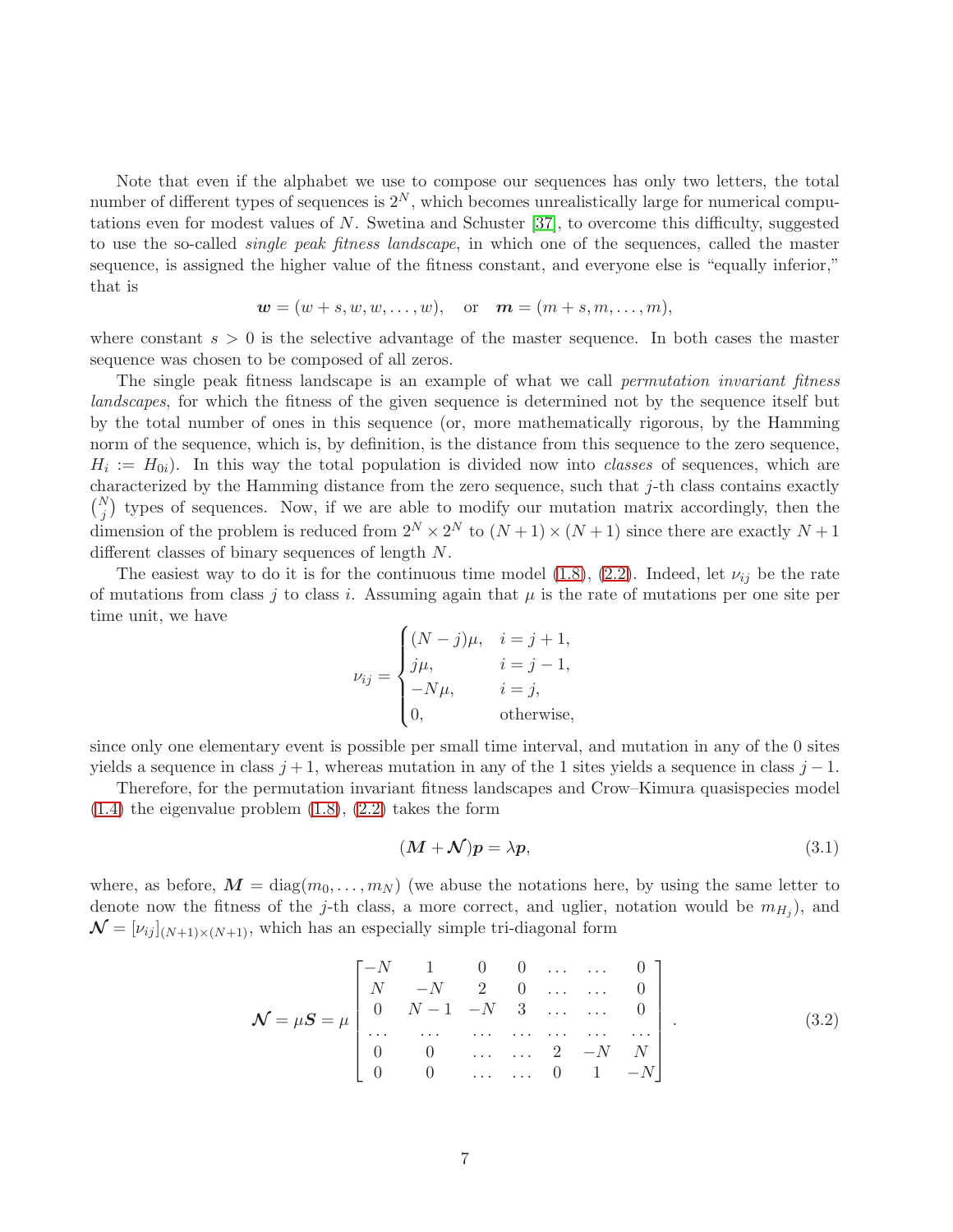Note that even if the alphabet we use to compose our sequences has only two letters, the total number of different types of sequences is $2^N$, which becomes unrealistically large for numerical computations even for modest values of $N$. Swetina and Schuster [37], to overcome this difficulty, suggested to use the so-called *single peak fitness landscape*, in which one of the sequences, called the master sequence, is assigned the higher value of the fitness constant, and everyone else is "equally inferior," that is

$$\boldsymbol{w} = (w + s, w, w, \dots, w), \quad \text{or} \quad \boldsymbol{m} = (m + s, m, \dots, m),$$

where constant $s > 0$ is the selective advantage of the master sequence. In both cases the master sequence was chosen to be composed of all zeros.

The single peak fitness landscape is an example of what we call *permutation invariant fitness landscapes*, for which the fitness of the given sequence is determined not by the sequence itself but by the total number of ones in this sequence (or, more mathematically rigorous, by the Hamming norm of the sequence, which is, by definition, is the distance from this sequence to the zero sequence, $H_i := H_{0i}$). In this way the total population is divided now into *classes* of sequences, which are characterized by the Hamming distance from the zero sequence, such that $j$-th class contains exactly $\binom{N}{j}$ types of sequences. Now, if we are able to modify our mutation matrix accordingly, then the dimension of the problem is reduced from $2^N \times 2^N$ to $(N + 1) \times (N + 1)$ since there are exactly $N + 1$ different classes of binary sequences of length $N$.

The easiest way to do it is for the continuous time model (1.8), (2.2). Indeed, let $\nu_{ij}$ be the rate of mutations from class $j$ to class $i$. Assuming again that $\mu$ is the rate of mutations per one site per time unit, we have

$$\nu_{ij} = \begin{cases} (N - j)\mu, & i = j + 1, \\ j\mu, & i = j - 1, \\ -N\mu, & i = j, \\ 0, & \text{otherwise,} \end{cases}$$

since only one elementary event is possible per small time interval, and mutation in any of the 0 sites yields a sequence in class $j + 1$, whereas mutation in any of the 1 sites yields a sequence in class $j - 1$.

Therefore, for the permutation invariant fitness landscapes and Crow–Kimura quasispecies model (1.4) the eigenvalue problem (1.8), (2.2) takes the form

$$(\boldsymbol{M} + \boldsymbol{\mathcal{N}})\boldsymbol{p} = \lambda \boldsymbol{p}, \tag{3.1}$$

where, as before, $\boldsymbol{M} = \operatorname{diag}(m_0, \dots, m_N)$ (we abuse the notations here, by using the same letter to denote now the fitness of the $j$-th class, a more correct, and uglier, notation would be $m_{H_j}$), and $\boldsymbol{\mathcal{N}} = [\nu_{ij}]_{(N+1)\times(N+1)}$, which has an especially simple tri-diagonal form

$$\boldsymbol{\mathcal{N}} = \mu \boldsymbol{S} = \mu \begin{bmatrix} -N & 1 & 0 & 0 & \dots & \dots & 0 \\ N & -N & 2 & 0 & \dots & \dots & 0 \\ 0 & N-1 & -N & 3 & \dots & \dots & 0 \\ \dots & \dots & \dots & \dots & \dots & \dots & \dots \\ 0 & 0 & \dots & \dots & 2 & -N & N \\ 0 & 0 & \dots & \dots & 0 & 1 & -N \end{bmatrix}. \tag{3.2}$$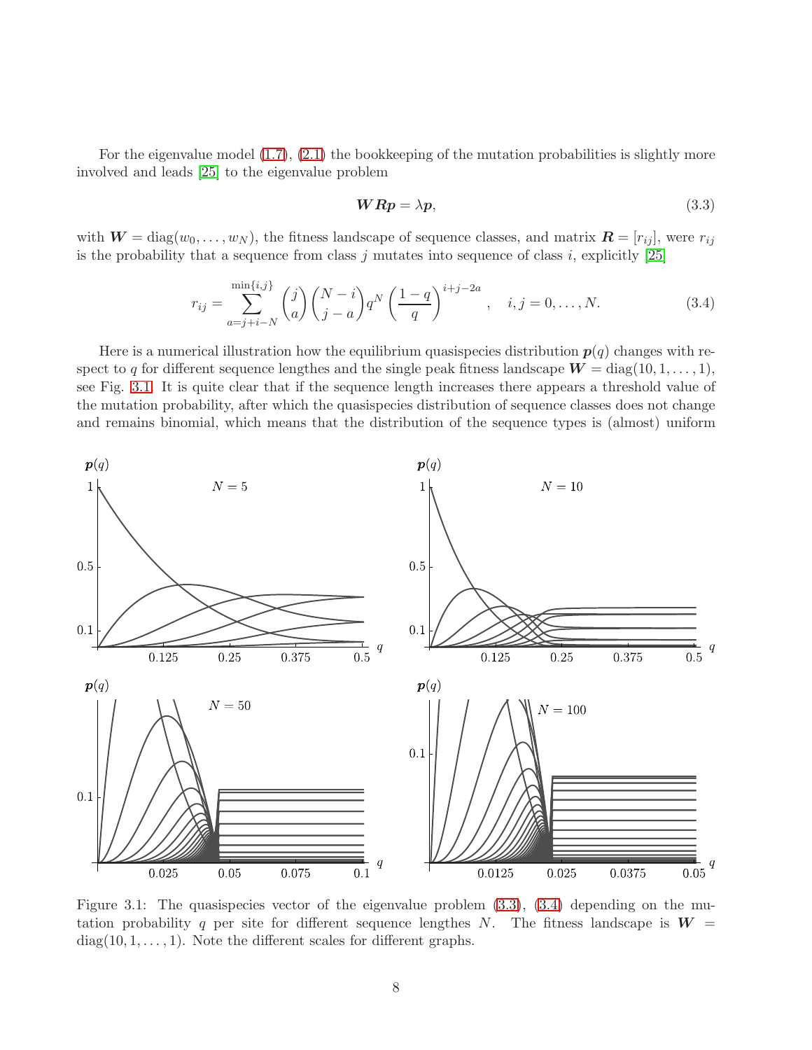For the eigenvalue model (1.7), (2.1) the bookkeeping of the mutation probabilities is slightly more involved and leads [25] to the eigenvalue problem

$$\boldsymbol{W}\boldsymbol{R}\boldsymbol{p} = \lambda \boldsymbol{p}, \tag{3.3}$$

with $\boldsymbol{W} = \operatorname{diag}(w_0, \ldots, w_N)$, the fitness landscape of sequence classes, and matrix $\boldsymbol{R} = [r_{ij}]$, were $r_{ij}$ is the probability that a sequence from class $j$ mutates into sequence of class $i$, explicitly [25]

$$r_{ij} = \sum_{a=j+i-N}^{\min\{i,j\}} \binom{j}{a}\binom{N-i}{j-a} q^N \left(\frac{1-q}{q}\right)^{i+j-2a}, \quad i,j = 0,\ldots,N. \tag{3.4}$$

Here is a numerical illustration how the equilibrium quasispecies distribution $\boldsymbol{p}(q)$ changes with respect to $q$ for different sequence lengthes and the single peak fitness landscape $\boldsymbol{W} = \operatorname{diag}(10, 1, \ldots, 1)$, see Fig. 3.1. It is quite clear that if the sequence length increases there appears a threshold value of the mutation probability, after which the quasispecies distribution of sequence classes does not change and remains binomial, which means that the distribution of the sequence types is (almost) uniform

Figure 3.1: The quasispecies vector of the eigenvalue problem (3.3), (3.4) depending on the mutation probability $q$ per site for different sequence lengthes $N$. The fitness landscape is $\boldsymbol{W} = \operatorname{diag}(10, 1, \ldots, 1)$. Note the different scales for different graphs.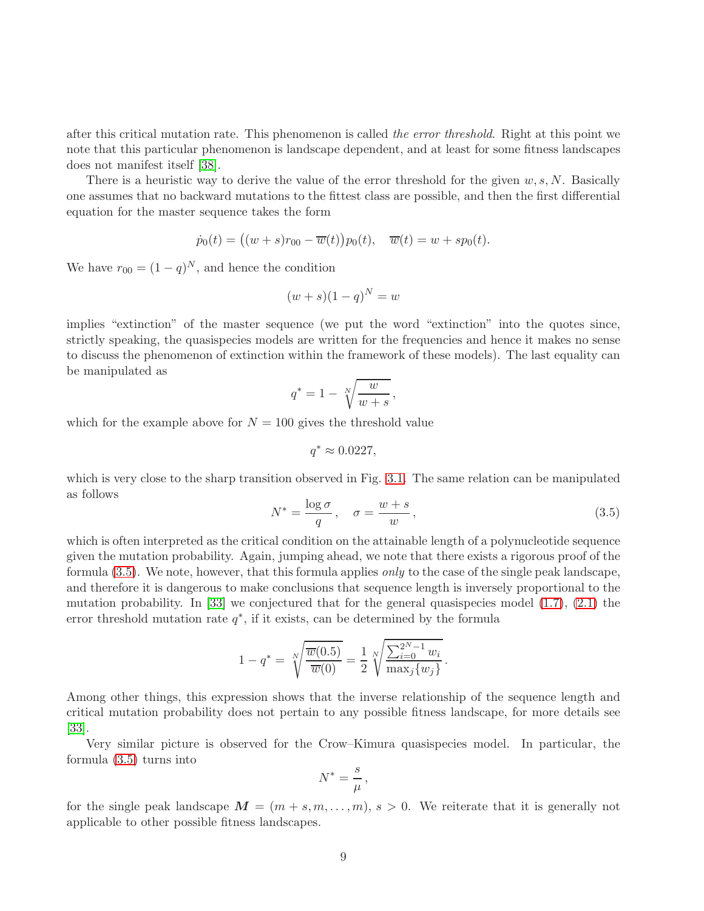after this critical mutation rate. This phenomenon is called *the error threshold*. Right at this point we note that this particular phenomenon is landscape dependent, and at least for some fitness landscapes does not manifest itself [38].

There is a heuristic way to derive the value of the error threshold for the given $w, s, N$. Basically one assumes that no backward mutations to the fittest class are possible, and then the first differential equation for the master sequence takes the form

$$\dot{p}_0(t) = \big((w+s)r_{00} - \overline{w}(t)\big)p_0(t), \quad \overline{w}(t) = w + sp_0(t).$$

We have $r_{00} = (1-q)^N$, and hence the condition

$$(w+s)(1-q)^N = w$$

implies "extinction" of the master sequence (we put the word "extinction" into the quotes since, strictly speaking, the quasispecies models are written for the frequencies and hence it makes no sense to discuss the phenomenon of extinction within the framework of these models). The last equality can be manipulated as

$$q^* = 1 - \sqrt[N]{\frac{w}{w+s}}\,,$$

which for the example above for $N = 100$ gives the threshold value

$$q^* \approx 0.0227,$$

which is very close to the sharp transition observed in Fig. 3.1. The same relation can be manipulated as follows

$$N^* = \frac{\log \sigma}{q}\,, \quad \sigma = \frac{w+s}{w}\,, \tag{3.5}$$

which is often interpreted as the critical condition on the attainable length of a polynucleotide sequence given the mutation probability. Again, jumping ahead, we note that there exists a rigorous proof of the formula (3.5). We note, however, that this formula applies *only* to the case of the single peak landscape, and therefore it is dangerous to make conclusions that sequence length is inversely proportional to the mutation probability. In [33] we conjectured that for the general quasispecies model (1.7), (2.1) the error threshold mutation rate $q^*$, if it exists, can be determined by the formula

$$1 - q^* = \sqrt[N]{\frac{\overline{w}(0.5)}{\overline{w}(0)}} = \frac{1}{2}\sqrt[N]{\frac{\sum_{i=0}^{2^N-1} w_i}{\max_j\{w_j\}}}\,.$$

Among other things, this expression shows that the inverse relationship of the sequence length and critical mutation probability does not pertain to any possible fitness landscape, for more details see [33].

Very similar picture is observed for the Crow–Kimura quasispecies model. In particular, the formula (3.5) turns into

$$N^* = \frac{s}{\mu}\,,$$

for the single peak landscape $\boldsymbol{M} = (m+s, m, \ldots, m)$, $s > 0$. We reiterate that it is generally not applicable to other possible fitness landscapes.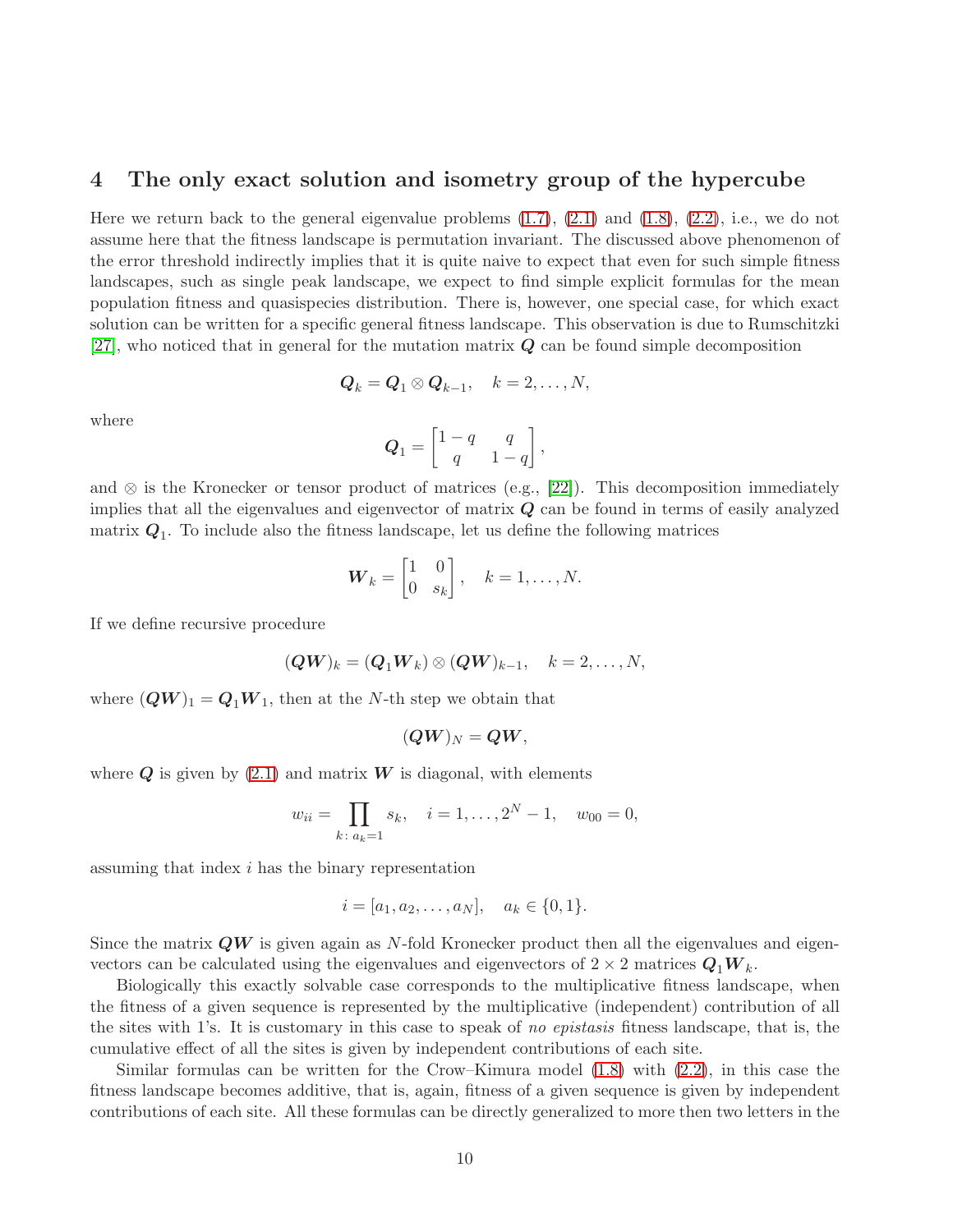## 4 The only exact solution and isometry group of the hypercube

Here we return back to the general eigenvalue problems (1.7), (2.1) and (1.8), (2.2), i.e., we do not assume here that the fitness landscape is permutation invariant. The discussed above phenomenon of the error threshold indirectly implies that it is quite naive to expect that even for such simple fitness landscapes, such as single peak landscape, we expect to find simple explicit formulas for the mean population fitness and quasispecies distribution. There is, however, one special case, for which exact solution can be written for a specific general fitness landscape. This observation is due to Rumschitzki [27], who noticed that in general for the mutation matrix $\boldsymbol{Q}$ can be found simple decomposition

$$\boldsymbol{Q}_k = \boldsymbol{Q}_1 \otimes \boldsymbol{Q}_{k-1}, \quad k = 2, \dots, N,$$

where

$$\boldsymbol{Q}_1 = \begin{bmatrix} 1-q & q \\ q & 1-q \end{bmatrix},$$

and $\otimes$ is the Kronecker or tensor product of matrices (e.g., [22]). This decomposition immediately implies that all the eigenvalues and eigenvector of matrix $\boldsymbol{Q}$ can be found in terms of easily analyzed matrix $\boldsymbol{Q}_1$. To include also the fitness landscape, let us define the following matrices

$$\boldsymbol{W}_k = \begin{bmatrix} 1 & 0 \\ 0 & s_k \end{bmatrix}, \quad k = 1, \dots, N.$$

If we define recursive procedure

$$(\boldsymbol{QW})_k = (\boldsymbol{Q}_1 \boldsymbol{W}_k) \otimes (\boldsymbol{QW})_{k-1}, \quad k = 2, \dots, N,$$

where $(\boldsymbol{QW})_1 = \boldsymbol{Q}_1 \boldsymbol{W}_1$, then at the $N$-th step we obtain that

$$(\boldsymbol{QW})_N = \boldsymbol{QW},$$

where $\boldsymbol{Q}$ is given by (2.1) and matrix $\boldsymbol{W}$ is diagonal, with elements

$$w_{ii} = \prod_{k\colon a_k = 1} s_k, \quad i = 1, \dots, 2^N - 1, \quad w_{00} = 0,$$

assuming that index $i$ has the binary representation

$$i = [a_1, a_2, \dots, a_N], \quad a_k \in \{0, 1\}.$$

Since the matrix $\boldsymbol{QW}$ is given again as $N$-fold Kronecker product then all the eigenvalues and eigenvectors can be calculated using the eigenvalues and eigenvectors of $2 \times 2$ matrices $\boldsymbol{Q}_1 \boldsymbol{W}_k$.

Biologically this exactly solvable case corresponds to the multiplicative fitness landscape, when the fitness of a given sequence is represented by the multiplicative (independent) contribution of all the sites with 1's. It is customary in this case to speak of *no epistasis* fitness landscape, that is, the cumulative effect of all the sites is given by independent contributions of each site.

Similar formulas can be written for the Crow–Kimura model (1.8) with (2.2), in this case the fitness landscape becomes additive, that is, again, fitness of a given sequence is given by independent contributions of each site. All these formulas can be directly generalized to more then two letters in the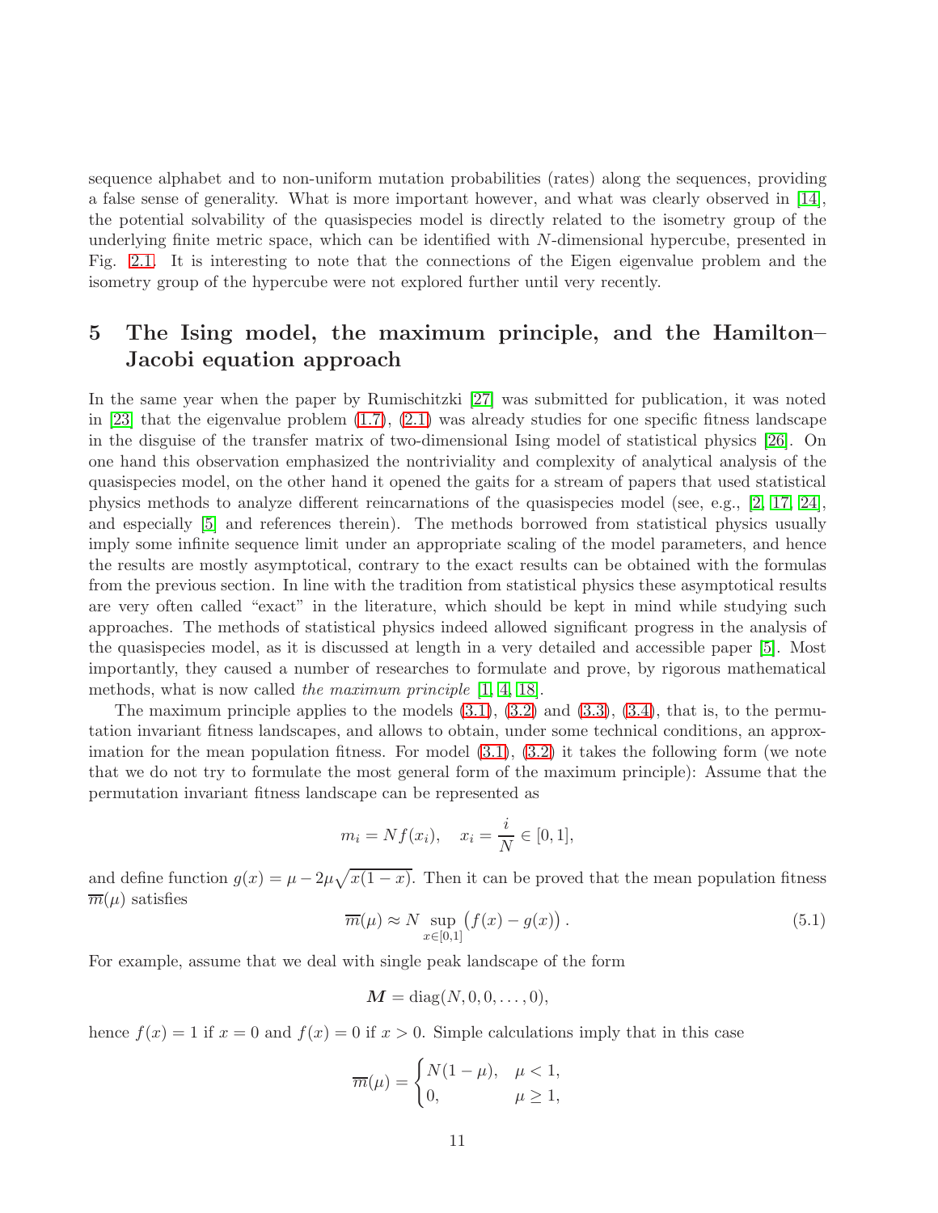sequence alphabet and to non-uniform mutation probabilities (rates) along the sequences, providing a false sense of generality. What is more important however, and what was clearly observed in [14], the potential solvability of the quasispecies model is directly related to the isometry group of the underlying finite metric space, which can be identified with $N$-dimensional hypercube, presented in Fig. 2.1. It is interesting to note that the connections of the Eigen eigenvalue problem and the isometry group of the hypercube were not explored further until very recently.

# 5 The Ising model, the maximum principle, and the Hamilton–Jacobi equation approach

In the same year when the paper by Rumischitzki [27] was submitted for publication, it was noted in [23] that the eigenvalue problem (1.7), (2.1) was already studies for one specific fitness landscape in the disguise of the transfer matrix of two-dimensional Ising model of statistical physics [26]. On one hand this observation emphasized the nontriviality and complexity of analytical analysis of the quasispecies model, on the other hand it opened the gaits for a stream of papers that used statistical physics methods to analyze different reincarnations of the quasispecies model (see, e.g., [2, 17, 24], and especially [5] and references therein). The methods borrowed from statistical physics usually imply some infinite sequence limit under an appropriate scaling of the model parameters, and hence the results are mostly asymptotical, contrary to the exact results can be obtained with the formulas from the previous section. In line with the tradition from statistical physics these asymptotical results are very often called "exact" in the literature, which should be kept in mind while studying such approaches. The methods of statistical physics indeed allowed significant progress in the analysis of the quasispecies model, as it is discussed at length in a very detailed and accessible paper [5]. Most importantly, they caused a number of researches to formulate and prove, by rigorous mathematical methods, what is now called *the maximum principle* [1, 4, 18].

The maximum principle applies to the models (3.1), (3.2) and (3.3), (3.4), that is, to the permutation invariant fitness landscapes, and allows to obtain, under some technical conditions, an approximation for the mean population fitness. For model (3.1), (3.2) it takes the following form (we note that we do not try to formulate the most general form of the maximum principle): Assume that the permutation invariant fitness landscape can be represented as

$$m_i = Nf(x_i), \quad x_i = \frac{i}{N} \in [0,1],$$

and define function $g(x) = \mu - 2\mu\sqrt{x(1-x)}$. Then it can be proved that the mean population fitness $\overline{m}(\mu)$ satisfies

$$\overline{m}(\mu) \approx N \sup_{x\in[0,1]} \big(f(x) - g(x)\big)\,. \tag{5.1}$$

For example, assume that we deal with single peak landscape of the form

$$\boldsymbol{M} = \operatorname{diag}(N, 0, 0, \dots, 0),$$

hence $f(x) = 1$ if $x = 0$ and $f(x) = 0$ if $x > 0$. Simple calculations imply that in this case

$$\overline{m}(\mu) = \begin{cases} N(1-\mu), & \mu < 1, \\ 0, & \mu \geq 1, \end{cases}$$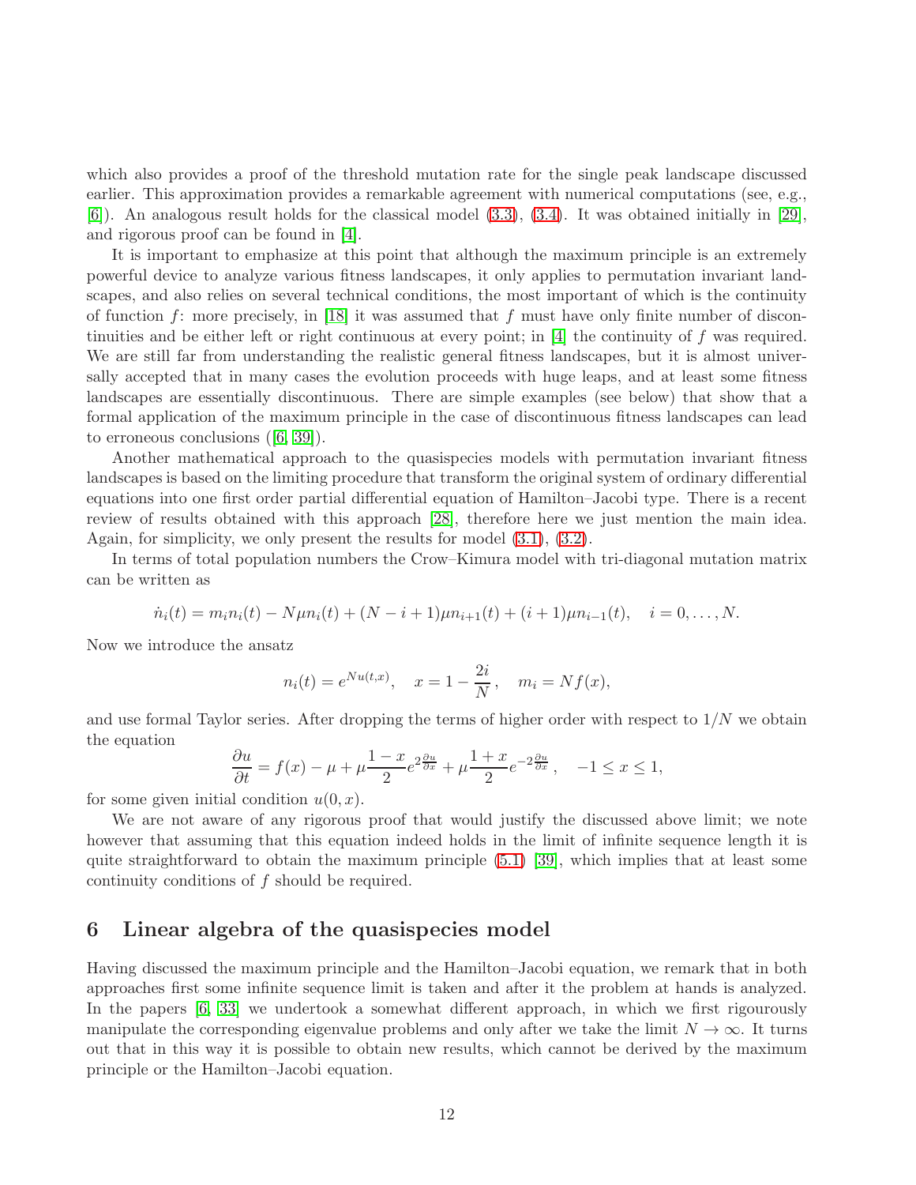which also provides a proof of the threshold mutation rate for the single peak landscape discussed earlier. This approximation provides a remarkable agreement with numerical computations (see, e.g., [6]). An analogous result holds for the classical model (3.3), (3.4). It was obtained initially in [29], and rigorous proof can be found in [4].

It is important to emphasize at this point that although the maximum principle is an extremely powerful device to analyze various fitness landscapes, it only applies to permutation invariant landscapes, and also relies on several technical conditions, the most important of which is the continuity of function $f$: more precisely, in [18] it was assumed that $f$ must have only finite number of discontinuities and be either left or right continuous at every point; in [4] the continuity of $f$ was required. We are still far from understanding the realistic general fitness landscapes, but it is almost universally accepted that in many cases the evolution proceeds with huge leaps, and at least some fitness landscapes are essentially discontinuous. There are simple examples (see below) that show that a formal application of the maximum principle in the case of discontinuous fitness landscapes can lead to erroneous conclusions ([6, 39]).

Another mathematical approach to the quasispecies models with permutation invariant fitness landscapes is based on the limiting procedure that transform the original system of ordinary differential equations into one first order partial differential equation of Hamilton–Jacobi type. There is a recent review of results obtained with this approach [28], therefore here we just mention the main idea. Again, for simplicity, we only present the results for model (3.1), (3.2).

In terms of total population numbers the Crow–Kimura model with tri-diagonal mutation matrix can be written as

$$\dot{n}_i(t) = m_i n_i(t) - N\mu n_i(t) + (N-i+1)\mu n_{i+1}(t) + (i+1)\mu n_{i-1}(t), \quad i = 0, \ldots, N.$$

Now we introduce the ansatz

$$n_i(t) = e^{Nu(t,x)}, \quad x = 1 - \frac{2i}{N}, \quad m_i = Nf(x),$$

and use formal Taylor series. After dropping the terms of higher order with respect to $1/N$ we obtain the equation

$$\frac{\partial u}{\partial t} = f(x) - \mu + \mu \frac{1-x}{2} e^{2\frac{\partial u}{\partial x}} + \mu \frac{1+x}{2} e^{-2\frac{\partial u}{\partial x}}, \quad -1 \leq x \leq 1,$$

for some given initial condition $u(0, x)$.

We are not aware of any rigorous proof that would justify the discussed above limit; we note however that assuming that this equation indeed holds in the limit of infinite sequence length it is quite straightforward to obtain the maximum principle (5.1) [39], which implies that at least some continuity conditions of $f$ should be required.

## 6 Linear algebra of the quasispecies model

Having discussed the maximum principle and the Hamilton–Jacobi equation, we remark that in both approaches first some infinite sequence limit is taken and after it the problem at hands is analyzed. In the papers [6, 33] we undertook a somewhat different approach, in which we first rigourously manipulate the corresponding eigenvalue problems and only after we take the limit $N \to \infty$. It turns out that in this way it is possible to obtain new results, which cannot be derived by the maximum principle or the Hamilton–Jacobi equation.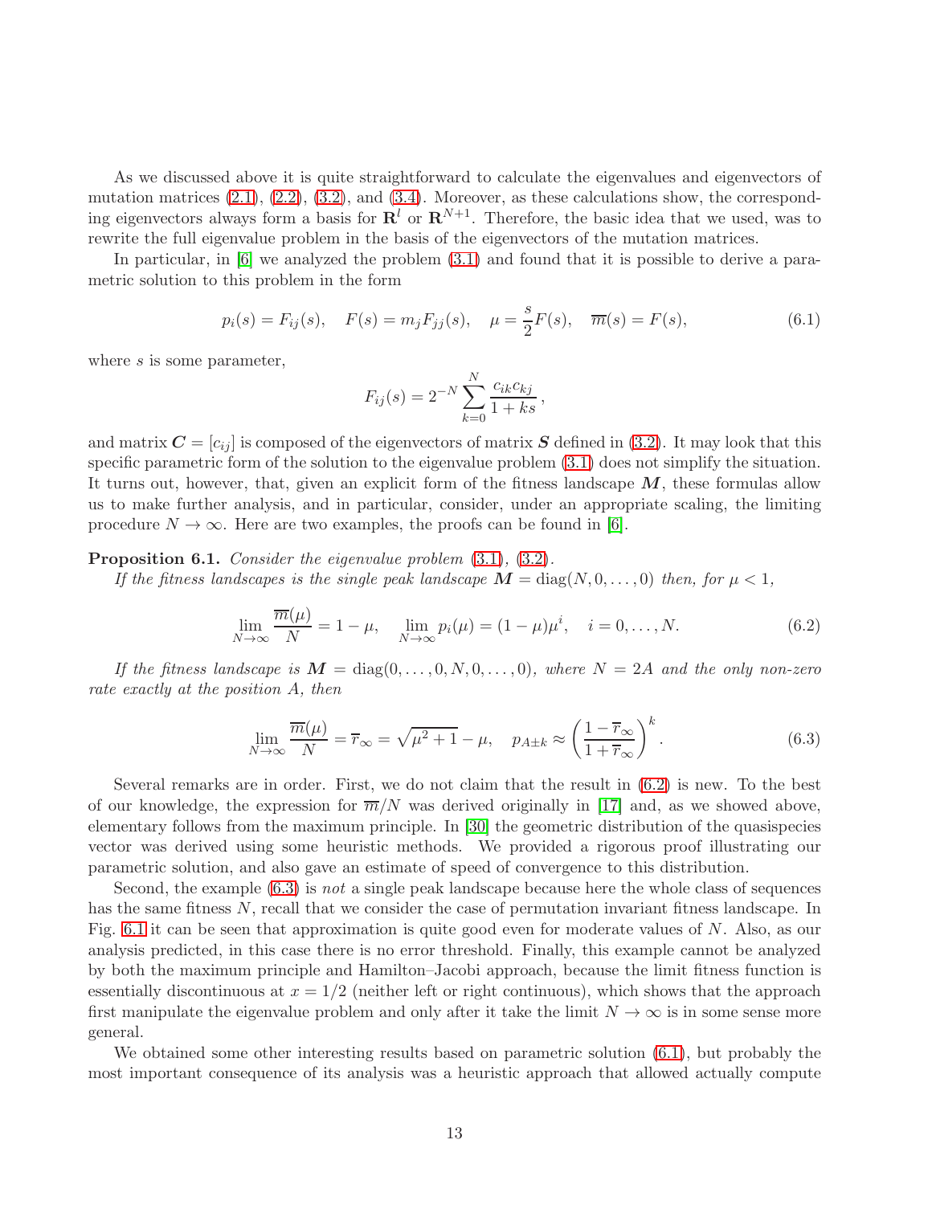As we discussed above it is quite straightforward to calculate the eigenvalues and eigenvectors of mutation matrices (2.1), (2.2), (3.2), and (3.4). Moreover, as these calculations show, the corresponding eigenvectors always form a basis for $\mathbf{R}^l$ or $\mathbf{R}^{N+1}$. Therefore, the basic idea that we used, was to rewrite the full eigenvalue problem in the basis of the eigenvectors of the mutation matrices.

In particular, in [6] we analyzed the problem (3.1) and found that it is possible to derive a parametric solution to this problem in the form

$$p_i(s) = F_{ij}(s), \quad F(s) = m_j F_{jj}(s), \quad \mu = \frac{s}{2}F(s), \quad \overline{m}(s) = F(s), \tag{6.1}$$

where $s$ is some parameter,

$$F_{ij}(s) = 2^{-N}\sum_{k=0}^{N}\frac{c_{ik}c_{kj}}{1+ks},$$

and matrix $\boldsymbol{C} = [c_{ij}]$ is composed of the eigenvectors of matrix $\boldsymbol{S}$ defined in (3.2). It may look that this specific parametric form of the solution to the eigenvalue problem (3.1) does not simplify the situation. It turns out, however, that, given an explicit form of the fitness landscape $\boldsymbol{M}$, these formulas allow us to make further analysis, and in particular, consider, under an appropriate scaling, the limiting procedure $N \to \infty$. Here are two examples, the proofs can be found in [6].

**Proposition 6.1.** *Consider the eigenvalue problem* (3.1)*,* (3.2)*.*

*If the fitness landscapes is the single peak landscape* $\boldsymbol{M} = \operatorname{diag}(N, 0, \ldots, 0)$ *then, for* $\mu < 1$*,*

$$\lim_{N\to\infty}\frac{\overline{m}(\mu)}{N} = 1-\mu, \quad \lim_{N\to\infty} p_i(\mu) = (1-\mu)\mu^i, \quad i = 0,\ldots,N. \tag{6.2}$$

*If the fitness landscape is* $\boldsymbol{M} = \operatorname{diag}(0,\ldots,0,N,0,\ldots,0)$*, where* $N = 2A$ *and the only non-zero rate exactly at the position* $A$*, then*

$$\lim_{N\to\infty}\frac{\overline{m}(\mu)}{N} = \overline{r}_\infty = \sqrt{\mu^2+1}-\mu, \quad p_{A\pm k} \approx \left(\frac{1-\overline{r}_\infty}{1+\overline{r}_\infty}\right)^k. \tag{6.3}$$

Several remarks are in order. First, we do not claim that the result in (6.2) is new. To the best of our knowledge, the expression for $\overline{m}/N$ was derived originally in [17] and, as we showed above, elementary follows from the maximum principle. In [30] the geometric distribution of the quasispecies vector was derived using some heuristic methods. We provided a rigorous proof illustrating our parametric solution, and also gave an estimate of speed of convergence to this distribution.

Second, the example (6.3) is *not* a single peak landscape because here the whole class of sequences has the same fitness $N$, recall that we consider the case of permutation invariant fitness landscape. In Fig. 6.1 it can be seen that approximation is quite good even for moderate values of $N$. Also, as our analysis predicted, in this case there is no error threshold. Finally, this example cannot be analyzed by both the maximum principle and Hamilton–Jacobi approach, because the limit fitness function is essentially discontinuous at $x = 1/2$ (neither left or right continuous), which shows that the approach first manipulate the eigenvalue problem and only after it take the limit $N \to \infty$ is in some sense more general.

We obtained some other interesting results based on parametric solution (6.1), but probably the most important consequence of its analysis was a heuristic approach that allowed actually compute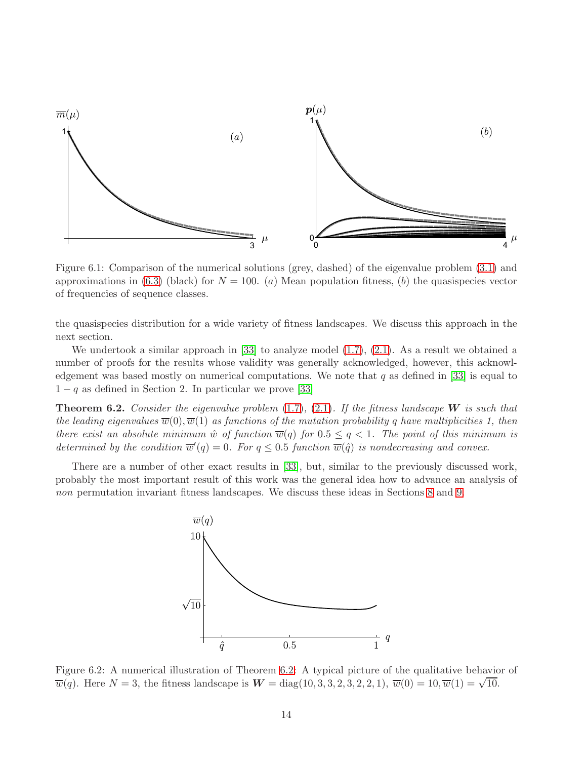Figure 6.1: Comparison of the numerical solutions (grey, dashed) of the eigenvalue problem (3.1) and approximations in (6.3) (black) for $N = 100$. $(a)$ Mean population fitness, $(b)$ the quasispecies vector of frequencies of sequence classes.

the quasispecies distribution for a wide variety of fitness landscapes. We discuss this approach in the next section.

We undertook a similar approach in [33] to analyze model (1.7), (2.1). As a result we obtained a number of proofs for the results whose validity was generally acknowledged, however, this acknowledgement was based mostly on numerical computations. We note that $q$ as defined in [33] is equal to $1 - q$ as defined in Section 2. In particular we prove [33]

**Theorem 6.2.** *Consider the eigenvalue problem* (1.7), (2.1). *If the fitness landscape* $\boldsymbol{W}$ *is such that the leading eigenvalues* $\overline{w}(0), \overline{w}(1)$ *as functions of the mutation probability* $q$ *have multiplicities 1, then there exist an absolute minimum* $\hat{w}$ *of function* $\overline{w}(q)$ *for* $0.5 \leq q < 1$. *The point of this minimum is determined by the condition* $\overline{w}'(q) = 0$. *For* $q \leq 0.5$ *function* $\overline{w}(\hat{q})$ *is nondecreasing and convex.*

There are a number of other exact results in [33], but, similar to the previously discussed work, probably the most important result of this work was the general idea how to advance an analysis of *non* permutation invariant fitness landscapes. We discuss these ideas in Sections 8 and 9.

Figure 6.2: A numerical illustration of Theorem 6.2: A typical picture of the qualitative behavior of $\overline{w}(q)$. Here $N = 3$, the fitness landscape is $\boldsymbol{W} = \operatorname{diag}(10, 3, 3, 2, 3, 2, 2, 1)$, $\overline{w}(0) = 10, \overline{w}(1) = \sqrt{10}$.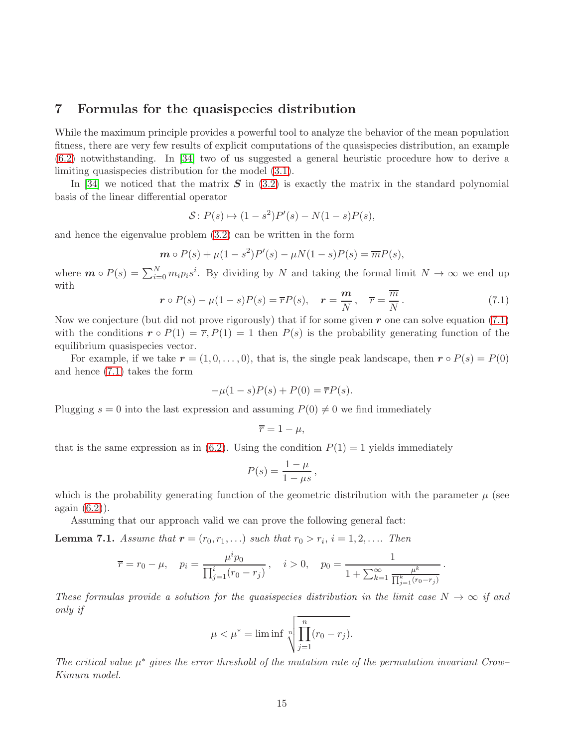## 7 Formulas for the quasispecies distribution

While the maximum principle provides a powerful tool to analyze the behavior of the mean population fitness, there are very few results of explicit computations of the quasispecies distribution, an example (6.2) notwithstanding. In [34] two of us suggested a general heuristic procedure how to derive a limiting quasispecies distribution for the model (3.1).

In [34] we noticed that the matrix $\boldsymbol{S}$ in (3.2) is exactly the matrix in the standard polynomial basis of the linear differential operator

$$\mathcal{S}\colon P(s) \mapsto (1-s^2)P'(s) - N(1-s)P(s),$$

and hence the eigenvalue problem (3.2) can be written in the form

$$\boldsymbol{m} \circ P(s) + \mu(1-s^2)P'(s) - \mu N(1-s)P(s) = \overline{m}P(s),$$

where $\boldsymbol{m} \circ P(s) = \sum_{i=0}^{N} m_i p_i s^i$. By dividing by $N$ and taking the formal limit $N \to \infty$ we end up with

$$\boldsymbol{r} \circ P(s) - \mu(1-s)P(s) = \overline{r}P(s), \quad \boldsymbol{r} = \frac{\boldsymbol{m}}{N}, \quad \overline{r} = \frac{\overline{m}}{N}. \tag{7.1}$$

Now we conjecture (but did not prove rigorously) that if for some given $\boldsymbol{r}$ one can solve equation (7.1) with the conditions $\boldsymbol{r} \circ P(1) = \overline{r}, P(1) = 1$ then $P(s)$ is the probability generating function of the equilibrium quasispecies vector.

For example, if we take $\boldsymbol{r} = (1, 0, \ldots, 0)$, that is, the single peak landscape, then $\boldsymbol{r} \circ P(s) = P(0)$ and hence (7.1) takes the form

$$-\mu(1-s)P(s) + P(0) = \overline{r}P(s).$$

Plugging $s = 0$ into the last expression and assuming $P(0) \neq 0$ we find immediately

$$\overline{r} = 1 - \mu,$$

that is the same expression as in (6.2). Using the condition $P(1) = 1$ yields immediately

$$P(s) = \frac{1-\mu}{1-\mu s},$$

which is the probability generating function of the geometric distribution with the parameter $\mu$ (see again (6.2)).

Assuming that our approach valid we can prove the following general fact:

**Lemma 7.1.** *Assume that $\boldsymbol{r} = (r_0, r_1, \ldots)$ such that $r_0 > r_i$, $i = 1, 2, \ldots$. Then*

$$\overline{r} = r_0 - \mu, \quad p_i = \frac{\mu^i p_0}{\prod_{j=1}^{i}(r_0 - r_j)}, \quad i > 0, \quad p_0 = \frac{1}{1 + \sum_{k=1}^{\infty} \frac{\mu^k}{\prod_{j=1}^{k}(r_0 - r_j)}}.$$

*These formulas provide a solution for the quasispecies distribution in the limit case $N \to \infty$ if and only if*

$$\mu < \mu^* = \liminf \sqrt[n]{\prod_{j=1}^{n}(r_0 - r_j)}.$$

*The critical value $\mu^*$ gives the error threshold of the mutation rate of the permutation invariant Crow–Kimura model.*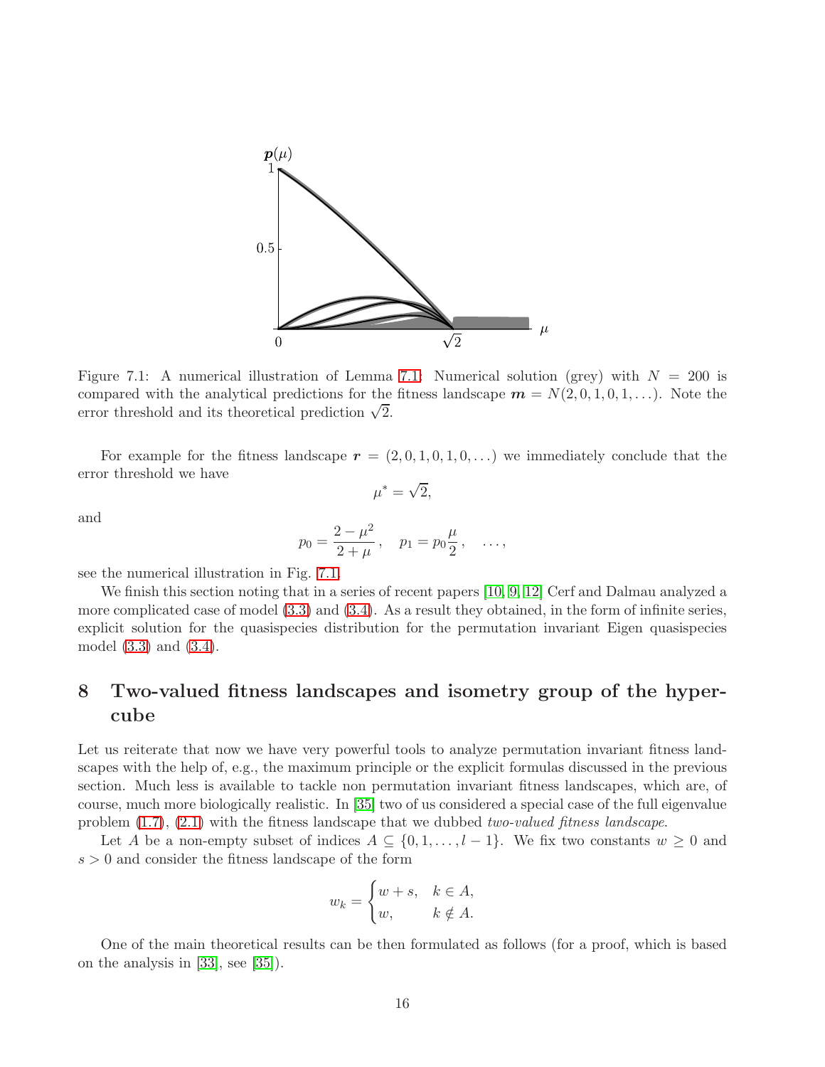Figure 7.1: A numerical illustration of Lemma 7.1: Numerical solution (grey) with $N = 200$ is compared with the analytical predictions for the fitness landscape $\boldsymbol{m} = N(2, 0, 1, 0, 1, \ldots)$. Note the error threshold and its theoretical prediction $\sqrt{2}$.

For example for the fitness landscape $\boldsymbol{r} = (2, 0, 1, 0, 1, 0, \ldots)$ we immediately conclude that the error threshold we have

$$\mu^* = \sqrt{2},$$

and

$$p_0 = \frac{2 - \mu^2}{2 + \mu}, \quad p_1 = p_0 \frac{\mu}{2}, \quad \ldots,$$

see the numerical illustration in Fig. 7.1.

We finish this section noting that in a series of recent papers [10, 9, 12] Cerf and Dalmau analyzed a more complicated case of model (3.3) and (3.4). As a result they obtained, in the form of infinite series, explicit solution for the quasispecies distribution for the permutation invariant Eigen quasispecies model (3.3) and (3.4).

# 8 Two-valued fitness landscapes and isometry group of the hypercube

Let us reiterate that now we have very powerful tools to analyze permutation invariant fitness landscapes with the help of, e.g., the maximum principle or the explicit formulas discussed in the previous section. Much less is available to tackle non permutation invariant fitness landscapes, which are, of course, much more biologically realistic. In [35] two of us considered a special case of the full eigenvalue problem (1.7), (2.1) with the fitness landscape that we dubbed *two-valued fitness landscape*.

Let $A$ be a non-empty subset of indices $A \subseteq \{0, 1, \ldots, l-1\}$. We fix two constants $w \geq 0$ and $s > 0$ and consider the fitness landscape of the form

$$w_k = \begin{cases} w + s, & k \in A, \\ w, & k \notin A. \end{cases}$$

One of the main theoretical results can be then formulated as follows (for a proof, which is based on the analysis in [33], see [35]).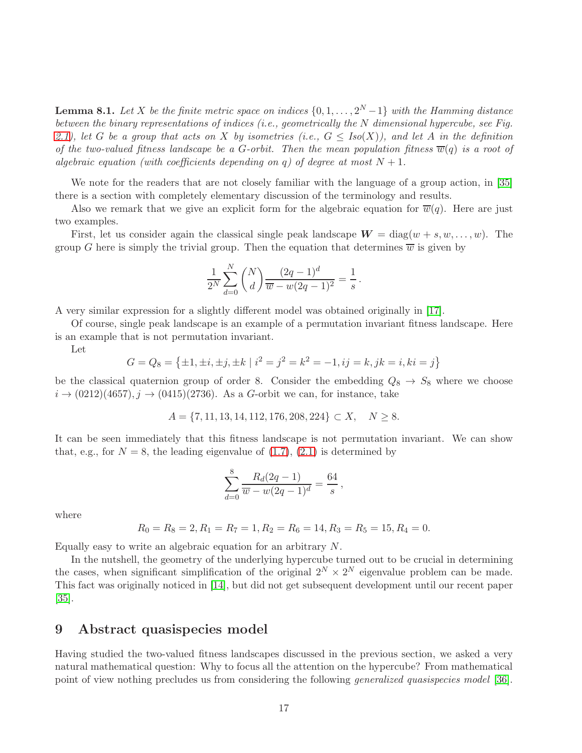**Lemma 8.1.** *Let $X$ be the finite metric space on indices $\{0, 1, \ldots, 2^N - 1\}$ with the Hamming distance between the binary representations of indices (i.e., geometrically the $N$ dimensional hypercube, see Fig. 2.1), let $G$ be a group that acts on $X$ by isometries (i.e., $G \leq Iso(X)$), and let $A$ in the definition of the two-valued fitness landscape be a $G$-orbit. Then the mean population fitness $\overline{w}(q)$ is a root of algebraic equation (with coefficients depending on $q$) of degree at most $N + 1$.*

We note for the readers that are not closely familiar with the language of a group action, in [35] there is a section with completely elementary discussion of the terminology and results.

Also we remark that we give an explicit form for the algebraic equation for $\overline{w}(q)$. Here are just two examples.

First, let us consider again the classical single peak landscape $\boldsymbol{W} = \operatorname{diag}(w + s, w, \ldots, w)$. The group $G$ here is simply the trivial group. Then the equation that determines $\overline{w}$ is given by

$$\frac{1}{2^N} \sum_{d=0}^{N} \binom{N}{d} \frac{(2q-1)^d}{\overline{w} - w(2q-1)^2} = \frac{1}{s}\,.$$

A very similar expression for a slightly different model was obtained originally in [17].

Of course, single peak landscape is an example of a permutation invariant fitness landscape. Here is an example that is not permutation invariant.

Let

$$G = Q_8 = \left\{\pm 1, \pm i, \pm j, \pm k \mid i^2 = j^2 = k^2 = -1, ij = k, jk = i, ki = j\right\}$$

be the classical quaternion group of order 8. Consider the embedding $Q_8 \to S_8$ where we choose $i \to (0212)(4657), j \to (0415)(2736)$. As a $G$-orbit we can, for instance, take

$$A = \{7, 11, 13, 14, 112, 176, 208, 224\} \subset X, \quad N \geq 8.$$

It can be seen immediately that this fitness landscape is not permutation invariant. We can show that, e.g., for $N = 8$, the leading eigenvalue of (1.7), (2.1) is determined by

$$\sum_{d=0}^{8} \frac{R_d(2q-1)}{\overline{w} - w(2q-1)^d} = \frac{64}{s}\,,$$

where

$$R_0 = R_8 = 2, R_1 = R_7 = 1, R_2 = R_6 = 14, R_3 = R_5 = 15, R_4 = 0.$$

Equally easy to write an algebraic equation for an arbitrary $N$.

In the nutshell, the geometry of the underlying hypercube turned out to be crucial in determining the cases, when significant simplification of the original $2^N \times 2^N$ eigenvalue problem can be made. This fact was originally noticed in [14], but did not get subsequent development until our recent paper [35].

# 9 Abstract quasispecies model

Having studied the two-valued fitness landscapes discussed in the previous section, we asked a very natural mathematical question: Why to focus all the attention on the hypercube? From mathematical point of view nothing precludes us from considering the following *generalized quasispecies model* [36].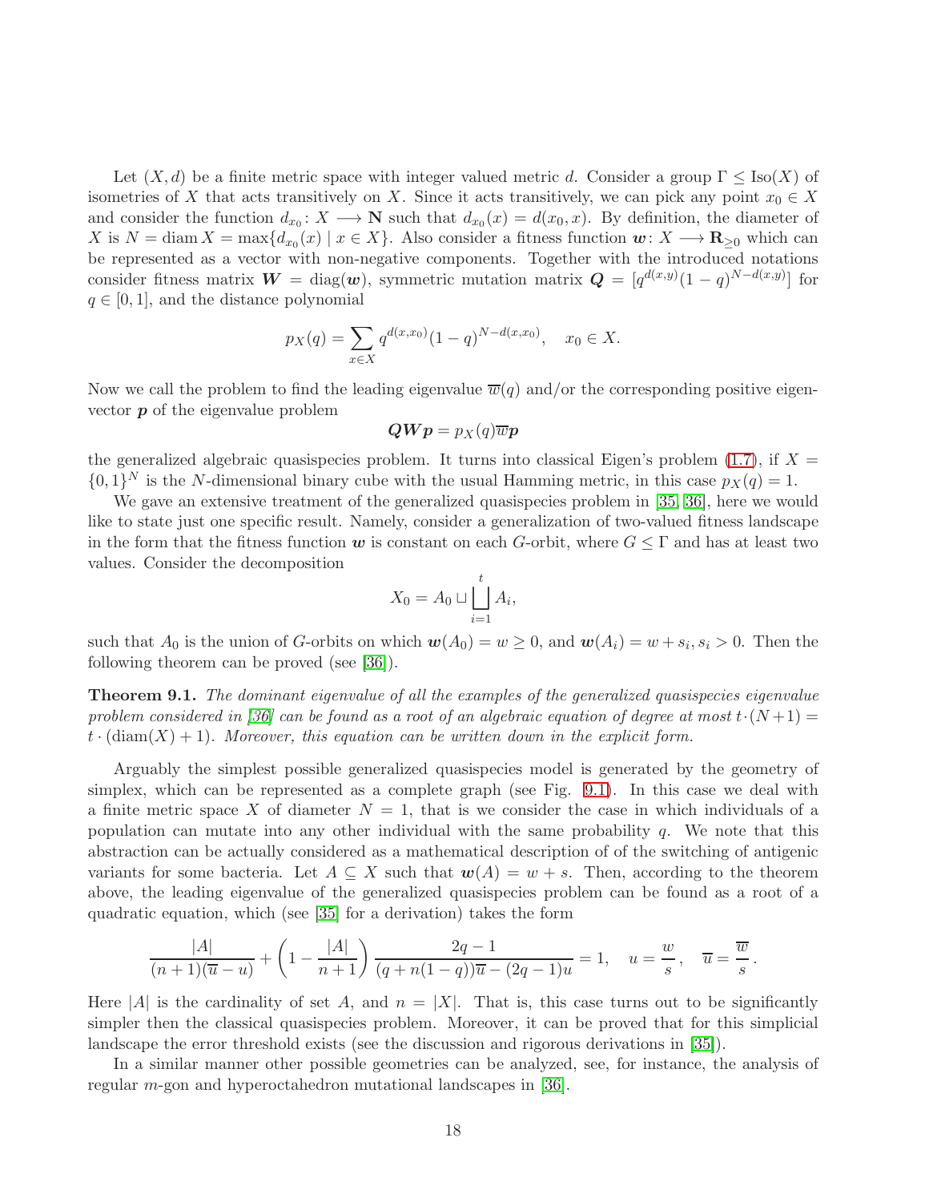Let $(X, d)$ be a finite metric space with integer valued metric $d$. Consider a group $\Gamma \leq \mathrm{Iso}(X)$ of isometries of $X$ that acts transitively on $X$. Since it acts transitively, we can pick any point $x_0 \in X$ and consider the function $d_{x_0}\colon X \longrightarrow \mathbf{N}$ such that $d_{x_0}(x) = d(x_0, x)$. By definition, the diameter of $X$ is $N = \operatorname{diam} X = \max\{d_{x_0}(x) \mid x \in X\}$. Also consider a fitness function $\boldsymbol{w}\colon X \longrightarrow \mathbf{R}_{\geq 0}$ which can be represented as a vector with non-negative components. Together with the introduced notations consider fitness matrix $\boldsymbol{W} = \mathrm{diag}(\boldsymbol{w})$, symmetric mutation matrix $\boldsymbol{Q} = [q^{d(x,y)}(1-q)^{N-d(x,y)}]$ for $q \in [0, 1]$, and the distance polynomial

$$p_X(q) = \sum_{x \in X} q^{d(x,x_0)}(1-q)^{N-d(x,x_0)}, \quad x_0 \in X.$$

Now we call the problem to find the leading eigenvalue $\overline{w}(q)$ and/or the corresponding positive eigenvector $\boldsymbol{p}$ of the eigenvalue problem

$$\boldsymbol{QWp} = p_X(q)\overline{w}\boldsymbol{p}$$

the generalized algebraic quasispecies problem. It turns into classical Eigen's problem (1.7), if $X = \{0, 1\}^N$ is the $N$-dimensional binary cube with the usual Hamming metric, in this case $p_X(q) = 1$.

We gave an extensive treatment of the generalized quasispecies problem in [35, 36], here we would like to state just one specific result. Namely, consider a generalization of two-valued fitness landscape in the form that the fitness function $\boldsymbol{w}$ is constant on each $G$-orbit, where $G \leq \Gamma$ and has at least two values. Consider the decomposition

$$X_0 = A_0 \sqcup \bigsqcup_{i=1}^{t} A_i,$$

such that $A_0$ is the union of $G$-orbits on which $\boldsymbol{w}(A_0) = w \geq 0$, and $\boldsymbol{w}(A_i) = w + s_i, s_i > 0$. Then the following theorem can be proved (see [36]).

**Theorem 9.1.** *The dominant eigenvalue of all the examples of the generalized quasispecies eigenvalue problem considered in [36] can be found as a root of an algebraic equation of degree at most $t \cdot (N+1) = t \cdot (\mathrm{diam}(X) + 1)$. Moreover, this equation can be written down in the explicit form.*

Arguably the simplest possible generalized quasispecies model is generated by the geometry of simplex, which can be represented as a complete graph (see Fig. 9.1). In this case we deal with a finite metric space $X$ of diameter $N = 1$, that is we consider the case in which individuals of a population can mutate into any other individual with the same probability $q$. We note that this abstraction can be actually considered as a mathematical description of of the switching of antigenic variants for some bacteria. Let $A \subseteq X$ such that $\boldsymbol{w}(A) = w + s$. Then, according to the theorem above, the leading eigenvalue of the generalized quasispecies problem can be found as a root of a quadratic equation, which (see [35] for a derivation) takes the form

$$\frac{|A|}{(n+1)(\overline{u} - u)} + \left(1 - \frac{|A|}{n+1}\right) \frac{2q - 1}{(q + n(1-q))\overline{u} - (2q-1)u} = 1, \quad u = \frac{w}{s}, \quad \overline{u} = \frac{\overline{w}}{s}\,.$$

Here $|A|$ is the cardinality of set $A$, and $n = |X|$. That is, this case turns out to be significantly simpler then the classical quasispecies problem. Moreover, it can be proved that for this simplicial landscape the error threshold exists (see the discussion and rigorous derivations in [35]).

In a similar manner other possible geometries can be analyzed, see, for instance, the analysis of regular $m$-gon and hyperoctahedron mutational landscapes in [36].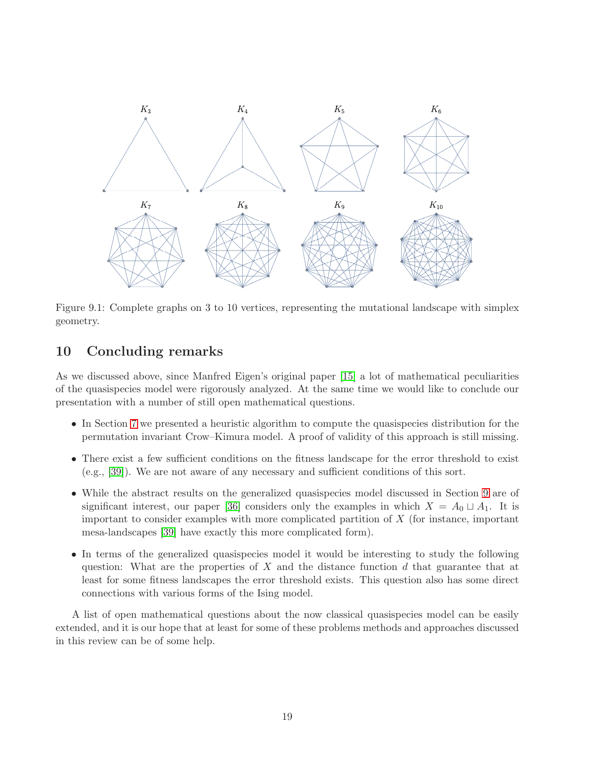Figure 9.1: Complete graphs on 3 to 10 vertices, representing the mutational landscape with simplex geometry.

## 10 Concluding remarks

As we discussed above, since Manfred Eigen's original paper [15] a lot of mathematical peculiarities of the quasispecies model were rigorously analyzed. At the same time we would like to conclude our presentation with a number of still open mathematical questions.

- In Section 7 we presented a heuristic algorithm to compute the quasispecies distribution for the permutation invariant Crow–Kimura model. A proof of validity of this approach is still missing.
- There exist a few sufficient conditions on the fitness landscape for the error threshold to exist (e.g., [39]). We are not aware of any necessary and sufficient conditions of this sort.
- While the abstract results on the generalized quasispecies model discussed in Section 9 are of significant interest, our paper [36] considers only the examples in which $X = A_0 \sqcup A_1$. It is important to consider examples with more complicated partition of $X$ (for instance, important mesa-landscapes [39] have exactly this more complicated form).
- In terms of the generalized quasispecies model it would be interesting to study the following question: What are the properties of $X$ and the distance function $d$ that guarantee that at least for some fitness landscapes the error threshold exists. This question also has some direct connections with various forms of the Ising model.

A list of open mathematical questions about the now classical quasispecies model can be easily extended, and it is our hope that at least for some of these problems methods and approaches discussed in this review can be of some help.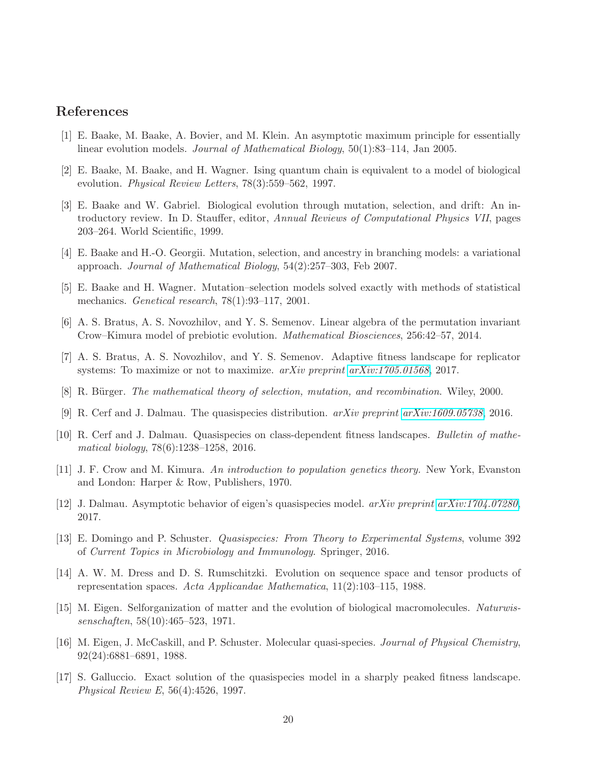## References

[1] E. Baake, M. Baake, A. Bovier, and M. Klein. An asymptotic maximum principle for essentially linear evolution models. *Journal of Mathematical Biology*, 50(1):83–114, Jan 2005.

[2] E. Baake, M. Baake, and H. Wagner. Ising quantum chain is equivalent to a model of biological evolution. *Physical Review Letters*, 78(3):559–562, 1997.

[3] E. Baake and W. Gabriel. Biological evolution through mutation, selection, and drift: An introductory review. In D. Stauffer, editor, *Annual Reviews of Computational Physics VII*, pages 203–264. World Scientific, 1999.

[4] E. Baake and H.-O. Georgii. Mutation, selection, and ancestry in branching models: a variational approach. *Journal of Mathematical Biology*, 54(2):257–303, Feb 2007.

[5] E. Baake and H. Wagner. Mutation–selection models solved exactly with methods of statistical mechanics. *Genetical research*, 78(1):93–117, 2001.

[6] A. S. Bratus, A. S. Novozhilov, and Y. S. Semenov. Linear algebra of the permutation invariant Crow–Kimura model of prebiotic evolution. *Mathematical Biosciences*, 256:42–57, 2014.

[7] A. S. Bratus, A. S. Novozhilov, and Y. S. Semenov. Adaptive fitness landscape for replicator systems: To maximize or not to maximize. *arXiv preprint arXiv:1705.01568*, 2017.

[8] R. Bürger. *The mathematical theory of selection, mutation, and recombination*. Wiley, 2000.

[9] R. Cerf and J. Dalmau. The quasispecies distribution. *arXiv preprint arXiv:1609.05738*, 2016.

[10] R. Cerf and J. Dalmau. Quasispecies on class-dependent fitness landscapes. *Bulletin of mathematical biology*, 78(6):1238–1258, 2016.

[11] J. F. Crow and M. Kimura. *An introduction to population genetics theory.* New York, Evanston and London: Harper & Row, Publishers, 1970.

[12] J. Dalmau. Asymptotic behavior of eigen's quasispecies model. *arXiv preprint arXiv:1704.07280*, 2017.

[13] E. Domingo and P. Schuster. *Quasispecies: From Theory to Experimental Systems*, volume 392 of *Current Topics in Microbiology and Immunology*. Springer, 2016.

[14] A. W. M. Dress and D. S. Rumschitzki. Evolution on sequence space and tensor products of representation spaces. *Acta Applicandae Mathematica*, 11(2):103–115, 1988.

[15] M. Eigen. Selforganization of matter and the evolution of biological macromolecules. *Naturwissenschaften*, 58(10):465–523, 1971.

[16] M. Eigen, J. McCaskill, and P. Schuster. Molecular quasi-species. *Journal of Physical Chemistry*, 92(24):6881–6891, 1988.

[17] S. Galluccio. Exact solution of the quasispecies model in a sharply peaked fitness landscape. *Physical Review E*, 56(4):4526, 1997.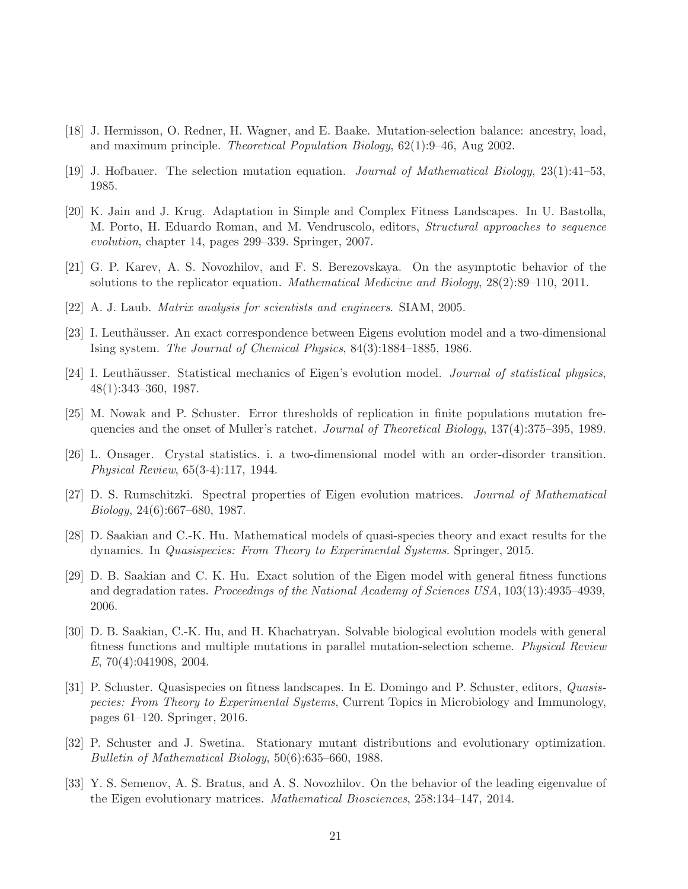[18] J. Hermisson, O. Redner, H. Wagner, and E. Baake. Mutation-selection balance: ancestry, load, and maximum principle. *Theoretical Population Biology*, 62(1):9–46, Aug 2002.

[19] J. Hofbauer. The selection mutation equation. *Journal of Mathematical Biology*, 23(1):41–53, 1985.

[20] K. Jain and J. Krug. Adaptation in Simple and Complex Fitness Landscapes. In U. Bastolla, M. Porto, H. Eduardo Roman, and M. Vendruscolo, editors, *Structural approaches to sequence evolution*, chapter 14, pages 299–339. Springer, 2007.

[21] G. P. Karev, A. S. Novozhilov, and F. S. Berezovskaya. On the asymptotic behavior of the solutions to the replicator equation. *Mathematical Medicine and Biology*, 28(2):89–110, 2011.

[22] A. J. Laub. *Matrix analysis for scientists and engineers*. SIAM, 2005.

[23] I. Leuthäusser. An exact correspondence between Eigens evolution model and a two-dimensional Ising system. *The Journal of Chemical Physics*, 84(3):1884–1885, 1986.

[24] I. Leuthäusser. Statistical mechanics of Eigen's evolution model. *Journal of statistical physics*, 48(1):343–360, 1987.

[25] M. Nowak and P. Schuster. Error thresholds of replication in finite populations mutation frequencies and the onset of Muller's ratchet. *Journal of Theoretical Biology*, 137(4):375–395, 1989.

[26] L. Onsager. Crystal statistics. i. a two-dimensional model with an order-disorder transition. *Physical Review*, 65(3-4):117, 1944.

[27] D. S. Rumschitzki. Spectral properties of Eigen evolution matrices. *Journal of Mathematical Biology*, 24(6):667–680, 1987.

[28] D. Saakian and C.-K. Hu. Mathematical models of quasi-species theory and exact results for the dynamics. In *Quasispecies: From Theory to Experimental Systems*. Springer, 2015.

[29] D. B. Saakian and C. K. Hu. Exact solution of the Eigen model with general fitness functions and degradation rates. *Proceedings of the National Academy of Sciences USA*, 103(13):4935–4939, 2006.

[30] D. B. Saakian, C.-K. Hu, and H. Khachatryan. Solvable biological evolution models with general fitness functions and multiple mutations in parallel mutation-selection scheme. *Physical Review E*, 70(4):041908, 2004.

[31] P. Schuster. Quasispecies on fitness landscapes. In E. Domingo and P. Schuster, editors, *Quasispecies: From Theory to Experimental Systems*, Current Topics in Microbiology and Immunology, pages 61–120. Springer, 2016.

[32] P. Schuster and J. Swetina. Stationary mutant distributions and evolutionary optimization. *Bulletin of Mathematical Biology*, 50(6):635–660, 1988.

[33] Y. S. Semenov, A. S. Bratus, and A. S. Novozhilov. On the behavior of the leading eigenvalue of the Eigen evolutionary matrices. *Mathematical Biosciences*, 258:134–147, 2014.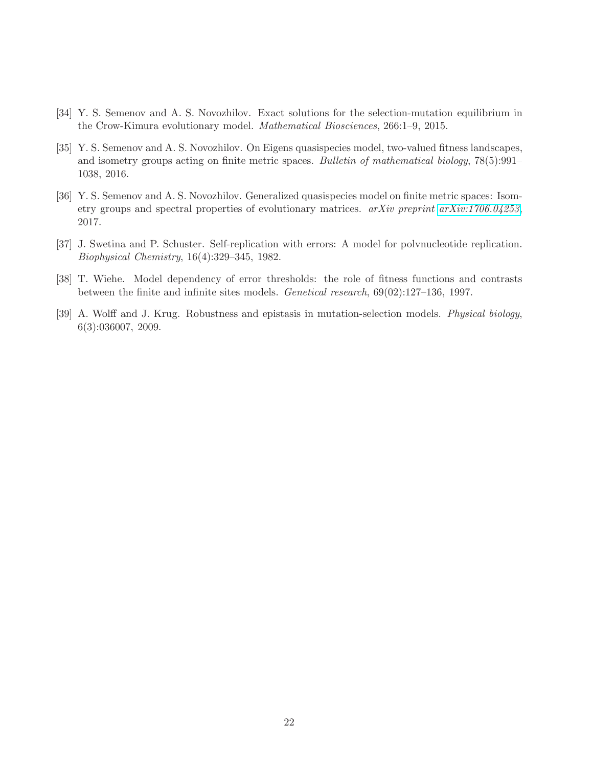[34] Y. S. Semenov and A. S. Novozhilov. Exact solutions for the selection-mutation equilibrium in the Crow-Kimura evolutionary model. *Mathematical Biosciences*, 266:1–9, 2015.

[35] Y. S. Semenov and A. S. Novozhilov. On Eigens quasispecies model, two-valued fitness landscapes, and isometry groups acting on finite metric spaces. *Bulletin of mathematical biology*, 78(5):991–1038, 2016.

[36] Y. S. Semenov and A. S. Novozhilov. Generalized quasispecies model on finite metric spaces: Isometry groups and spectral properties of evolutionary matrices. *arXiv preprint arXiv:1706.04253*, 2017.

[37] J. Swetina and P. Schuster. Self-replication with errors: A model for polvnucleotide replication. *Biophysical Chemistry*, 16(4):329–345, 1982.

[38] T. Wiehe. Model dependency of error thresholds: the role of fitness functions and contrasts between the finite and infinite sites models. *Genetical research*, 69(02):127–136, 1997.

[39] A. Wolff and J. Krug. Robustness and epistasis in mutation-selection models. *Physical biology*, 6(3):036007, 2009.